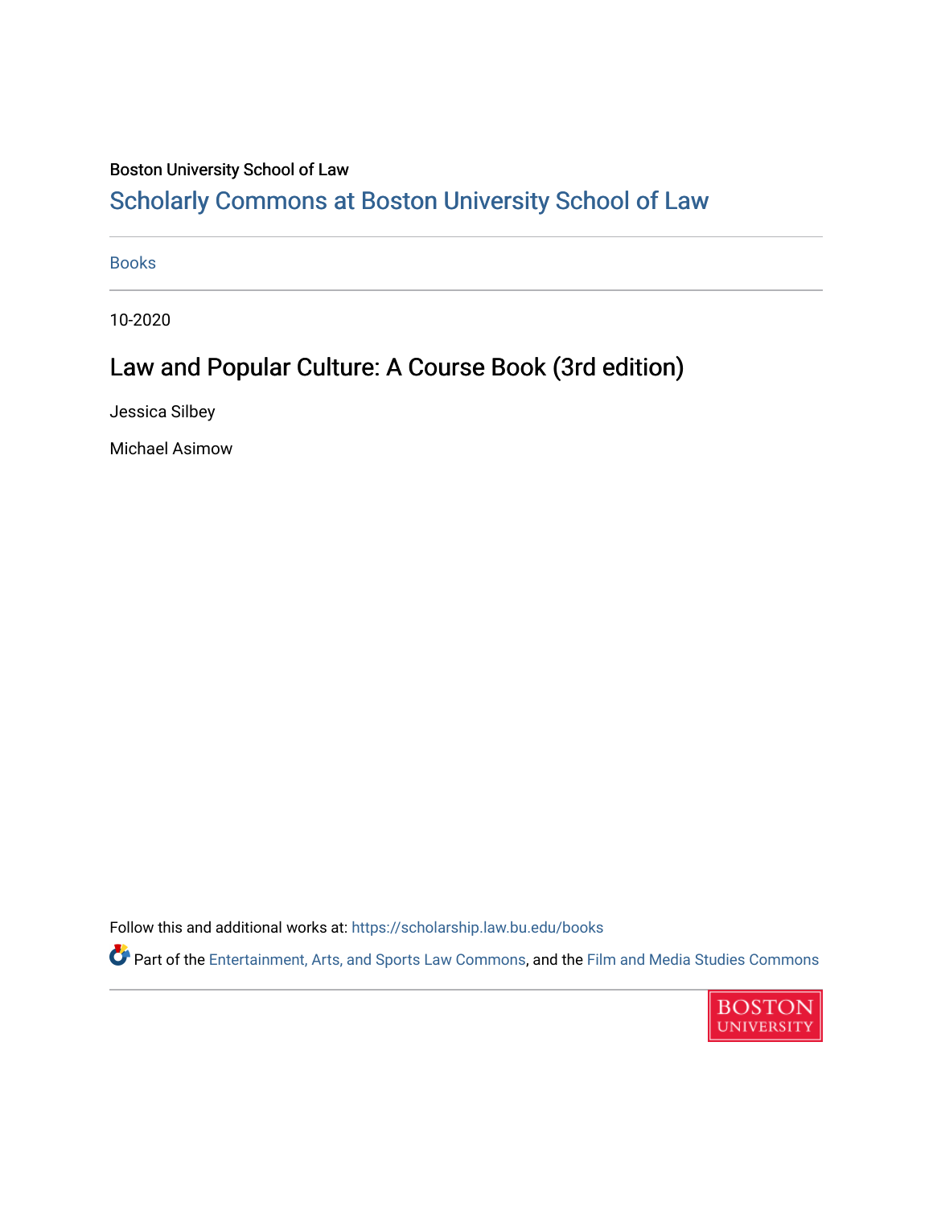Boston University School of Law

## Scholarly Commons at Boston University School of Law

Books

10-2020

# Law and Popular Culture: A Course Book (3rd edition)

Jessica Silbey

Michael Asimow

Follow this and additional works at: https://scholarship.law.bu.edu/books

Part of the Entertainment, Arts, and Sports Law Commons, and the Film and Media Studies Commons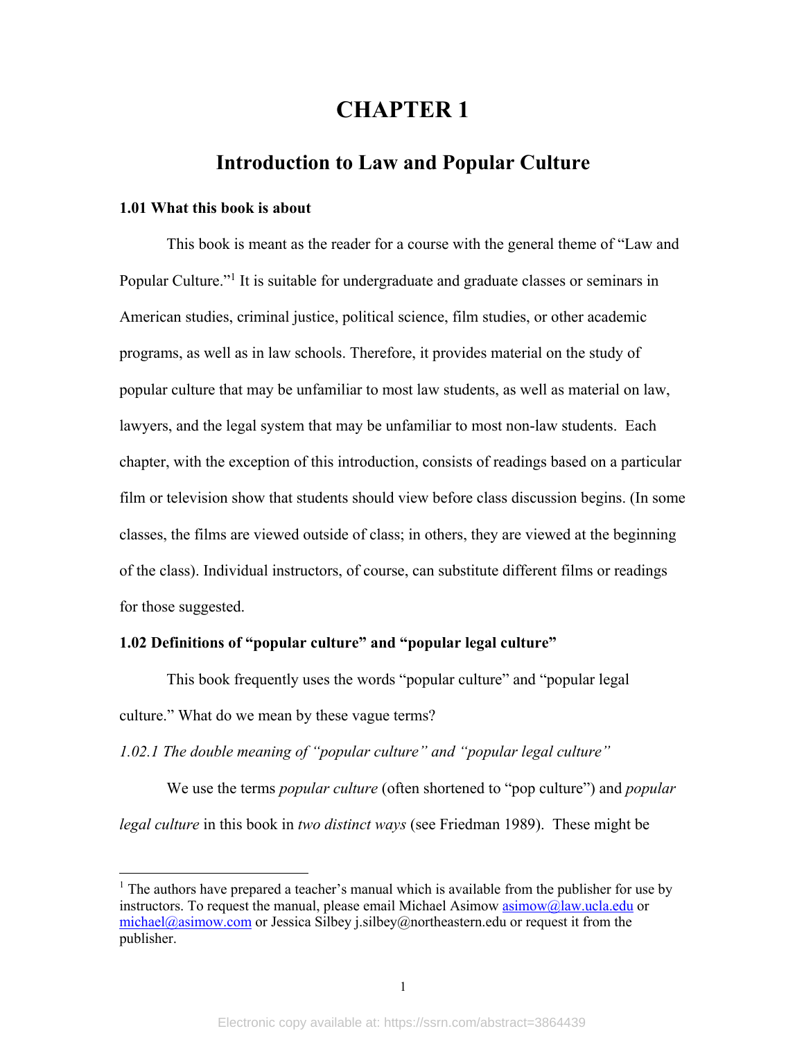# CHAPTER 1

## Introduction to Law and Popular Culture

### 1.01 What this book is about

This book is meant as the reader for a course with the general theme of "Law and Popular Culture."[1] It is suitable for undergraduate and graduate classes or seminars in American studies, criminal justice, political science, film studies, or other academic programs, as well as in law schools. Therefore, it provides material on the study of popular culture that may be unfamiliar to most law students, as well as material on law, lawyers, and the legal system that may be unfamiliar to most non-law students. Each chapter, with the exception of this introduction, consists of readings based on a particular film or television show that students should view before class discussion begins. (In some classes, the films are viewed outside of class; in others, they are viewed at the beginning of the class). Individual instructors, of course, can substitute different films or readings for those suggested.

### 1.02 Definitions of "popular culture" and "popular legal culture"

This book frequently uses the words "popular culture" and "popular legal culture." What do we mean by these vague terms?

*1.02.1 The double meaning of "popular culture" and "popular legal culture"*

We use the terms *popular culture* (often shortened to "pop culture") and *popular legal culture* in this book in *two distinct ways* (see Friedman 1989). These might be

[1] The authors have prepared a teacher's manual which is available from the publisher for use by instructors. To request the manual, please email Michael Asimow asimow@law.ucla.edu or michael@asimow.com or Jessica Silbey j.silbey@northeastern.edu or request it from the publisher.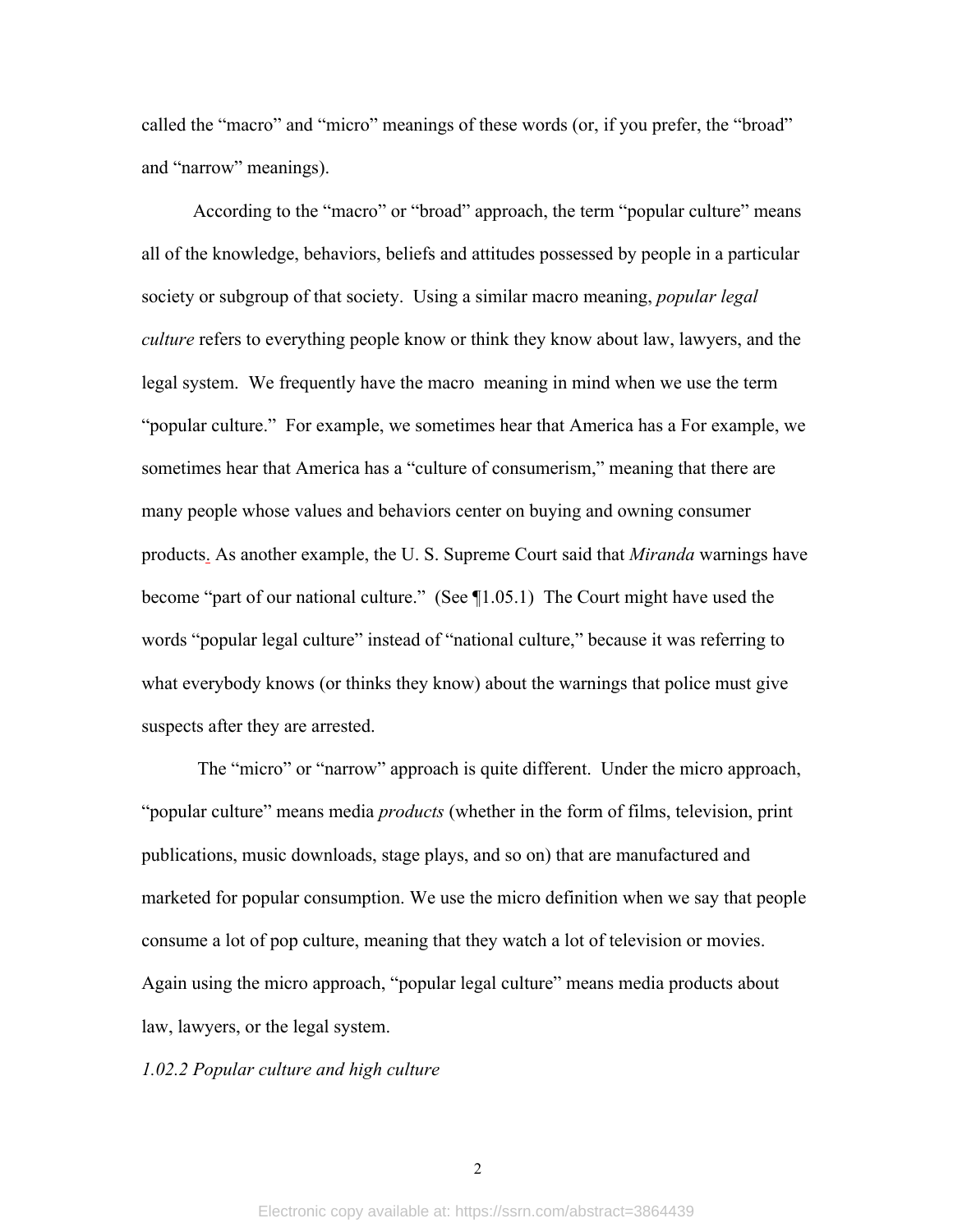called the "macro" and "micro" meanings of these words (or, if you prefer, the "broad" and "narrow" meanings).

According to the "macro" or "broad" approach, the term "popular culture" means all of the knowledge, behaviors, beliefs and attitudes possessed by people in a particular society or subgroup of that society. Using a similar macro meaning, *popular legal culture* refers to everything people know or think they know about law, lawyers, and the legal system. We frequently have the macro meaning in mind when we use the term "popular culture." For example, we sometimes hear that America has a For example, we sometimes hear that America has a "culture of consumerism," meaning that there are many people whose values and behaviors center on buying and owning consumer products. As another example, the U. S. Supreme Court said that *Miranda* warnings have become "part of our national culture." (See ¶1.05.1) The Court might have used the words "popular legal culture" instead of "national culture," because it was referring to what everybody knows (or thinks they know) about the warnings that police must give suspects after they are arrested.

The "micro" or "narrow" approach is quite different. Under the micro approach, "popular culture" means media *products* (whether in the form of films, television, print publications, music downloads, stage plays, and so on) that are manufactured and marketed for popular consumption. We use the micro definition when we say that people consume a lot of pop culture, meaning that they watch a lot of television or movies. Again using the micro approach, "popular legal culture" means media products about law, lawyers, or the legal system.

*1.02.2 Popular culture and high culture*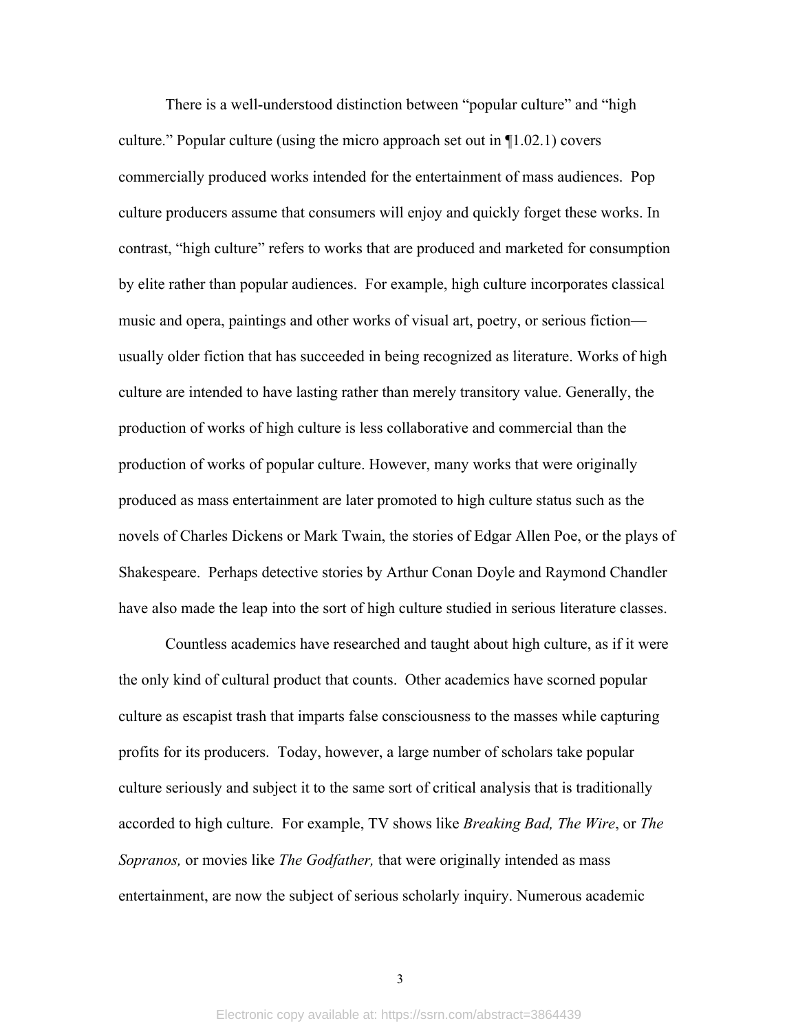There is a well-understood distinction between "popular culture" and "high culture." Popular culture (using the micro approach set out in ¶1.02.1) covers commercially produced works intended for the entertainment of mass audiences. Pop culture producers assume that consumers will enjoy and quickly forget these works. In contrast, "high culture" refers to works that are produced and marketed for consumption by elite rather than popular audiences. For example, high culture incorporates classical music and opera, paintings and other works of visual art, poetry, or serious fiction—usually older fiction that has succeeded in being recognized as literature. Works of high culture are intended to have lasting rather than merely transitory value. Generally, the production of works of high culture is less collaborative and commercial than the production of works of popular culture. However, many works that were originally produced as mass entertainment are later promoted to high culture status such as the novels of Charles Dickens or Mark Twain, the stories of Edgar Allen Poe, or the plays of Shakespeare. Perhaps detective stories by Arthur Conan Doyle and Raymond Chandler have also made the leap into the sort of high culture studied in serious literature classes.

Countless academics have researched and taught about high culture, as if it were the only kind of cultural product that counts. Other academics have scorned popular culture as escapist trash that imparts false consciousness to the masses while capturing profits for its producers. Today, however, a large number of scholars take popular culture seriously and subject it to the same sort of critical analysis that is traditionally accorded to high culture. For example, TV shows like *Breaking Bad, The Wire*, or *The Sopranos,* or movies like *The Godfather,* that were originally intended as mass entertainment, are now the subject of serious scholarly inquiry. Numerous academic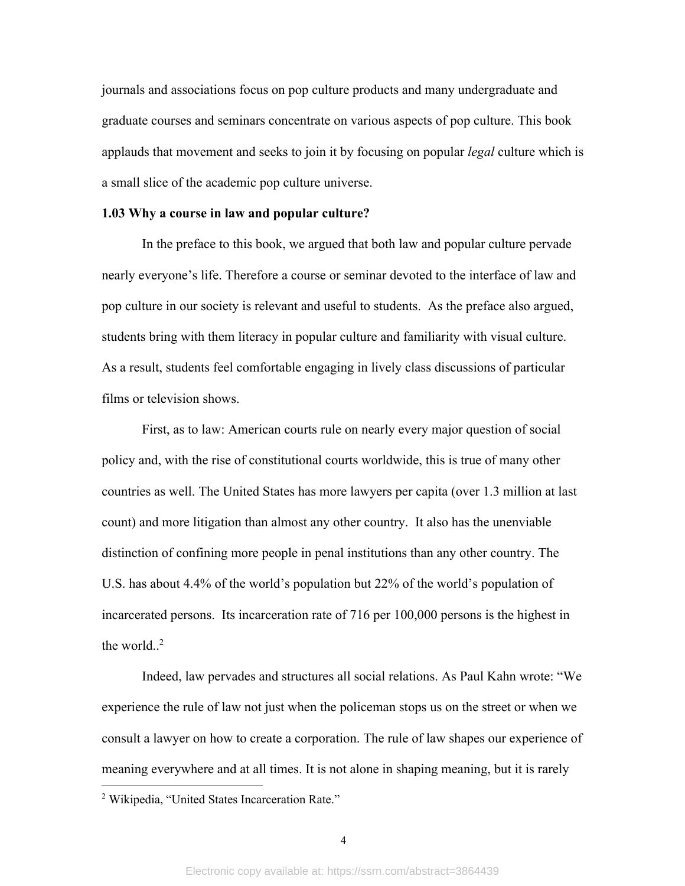journals and associations focus on pop culture products and many undergraduate and graduate courses and seminars concentrate on various aspects of pop culture. This book applauds that movement and seeks to join it by focusing on popular *legal* culture which is a small slice of the academic pop culture universe.

**1.03 Why a course in law and popular culture?**

In the preface to this book, we argued that both law and popular culture pervade nearly everyone's life. Therefore a course or seminar devoted to the interface of law and pop culture in our society is relevant and useful to students. As the preface also argued, students bring with them literacy in popular culture and familiarity with visual culture. As a result, students feel comfortable engaging in lively class discussions of particular films or television shows.

First, as to law: American courts rule on nearly every major question of social policy and, with the rise of constitutional courts worldwide, this is true of many other countries as well. The United States has more lawyers per capita (over 1.3 million at last count) and more litigation than almost any other country. It also has the unenviable distinction of confining more people in penal institutions than any other country. The U.S. has about 4.4% of the world's population but 22% of the world's population of incarcerated persons. Its incarceration rate of 716 per 100,000 persons is the highest in the world..[2]

Indeed, law pervades and structures all social relations. As Paul Kahn wrote: "We experience the rule of law not just when the policeman stops us on the street or when we consult a lawyer on how to create a corporation. The rule of law shapes our experience of meaning everywhere and at all times. It is not alone in shaping meaning, but it is rarely

[2] Wikipedia, "United States Incarceration Rate."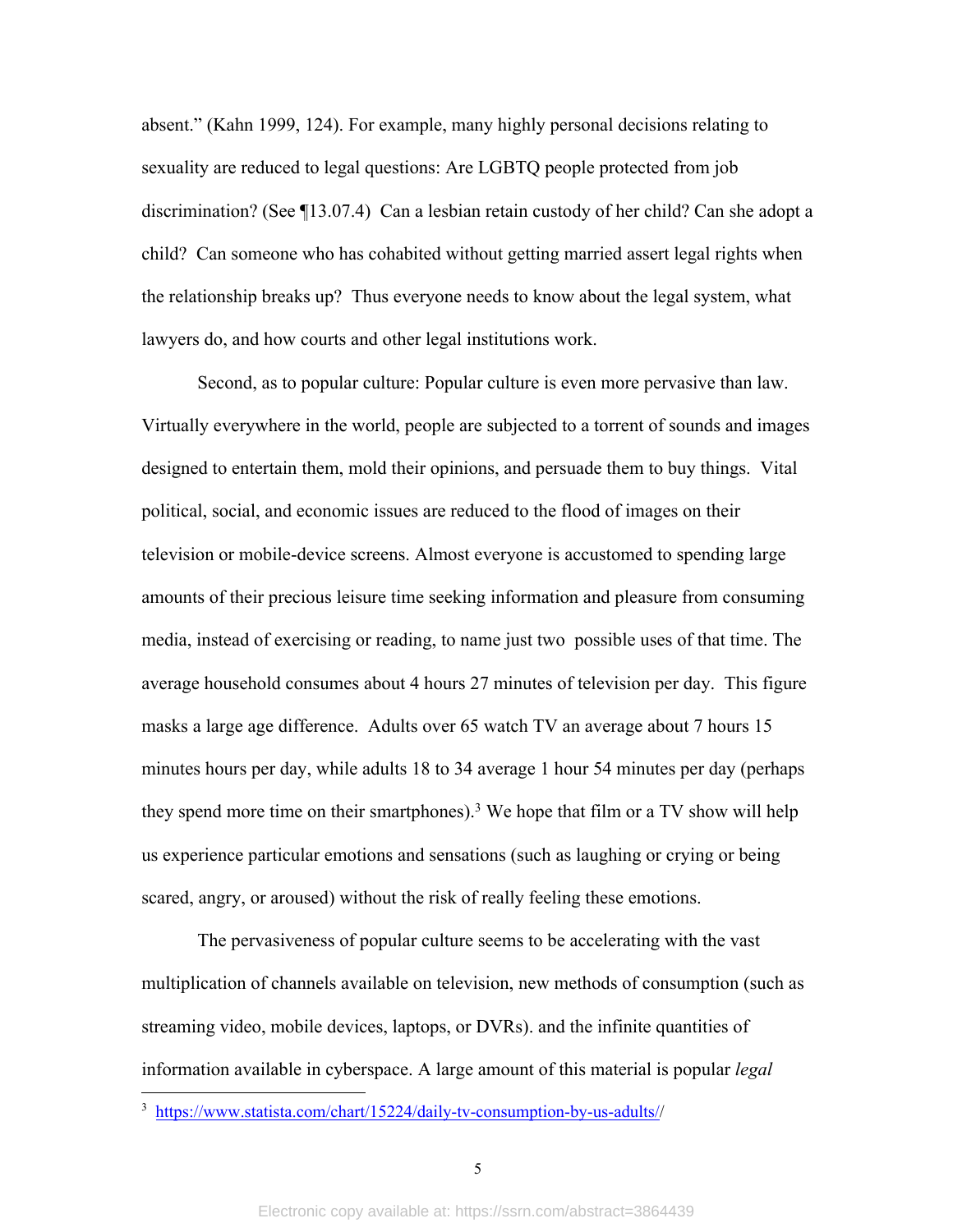absent." (Kahn 1999, 124). For example, many highly personal decisions relating to sexuality are reduced to legal questions: Are LGBTQ people protected from job discrimination? (See ¶13.07.4) Can a lesbian retain custody of her child? Can she adopt a child? Can someone who has cohabited without getting married assert legal rights when the relationship breaks up? Thus everyone needs to know about the legal system, what lawyers do, and how courts and other legal institutions work.

Second, as to popular culture: Popular culture is even more pervasive than law. Virtually everywhere in the world, people are subjected to a torrent of sounds and images designed to entertain them, mold their opinions, and persuade them to buy things. Vital political, social, and economic issues are reduced to the flood of images on their television or mobile-device screens. Almost everyone is accustomed to spending large amounts of their precious leisure time seeking information and pleasure from consuming media, instead of exercising or reading, to name just two possible uses of that time. The average household consumes about 4 hours 27 minutes of television per day. This figure masks a large age difference. Adults over 65 watch TV an average about 7 hours 15 minutes hours per day, while adults 18 to 34 average 1 hour 54 minutes per day (perhaps they spend more time on their smartphones).[3] We hope that film or a TV show will help us experience particular emotions and sensations (such as laughing or crying or being scared, angry, or aroused) without the risk of really feeling these emotions.

The pervasiveness of popular culture seems to be accelerating with the vast multiplication of channels available on television, new methods of consumption (such as streaming video, mobile devices, laptops, or DVRs). and the infinite quantities of information available in cyberspace. A large amount of this material is popular *legal*

---

[3] https://www.statista.com/chart/15224/daily-tv-consumption-by-us-adults//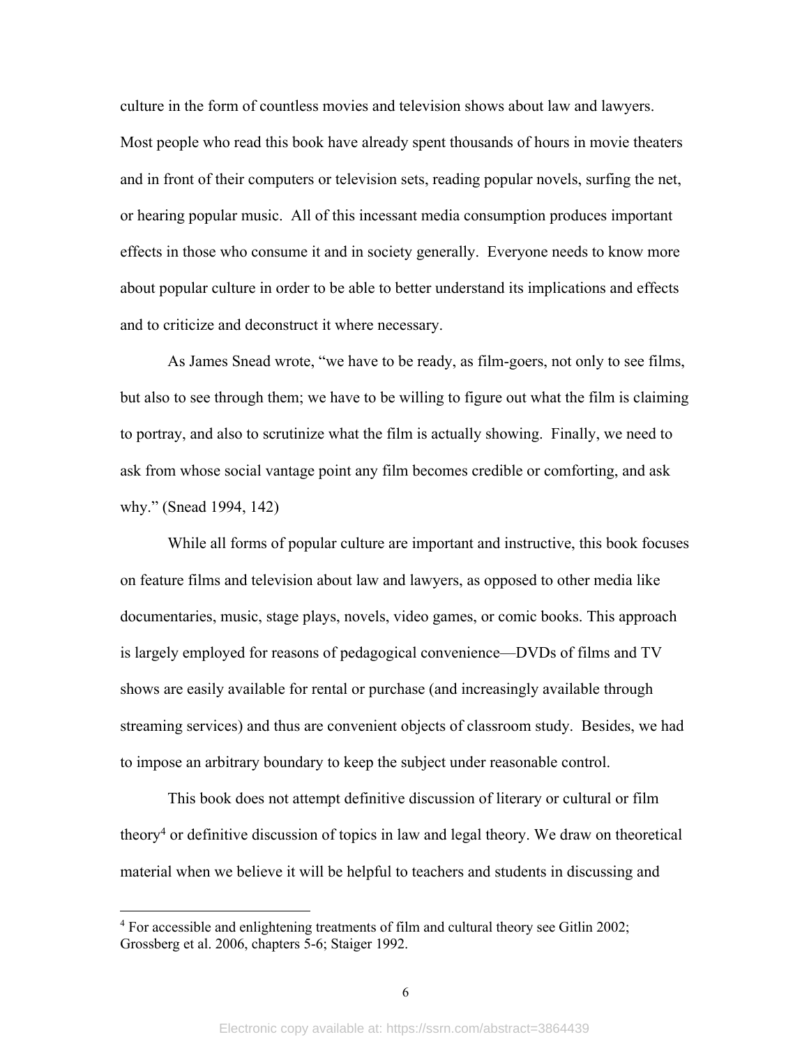culture in the form of countless movies and television shows about law and lawyers. Most people who read this book have already spent thousands of hours in movie theaters and in front of their computers or television sets, reading popular novels, surfing the net, or hearing popular music. All of this incessant media consumption produces important effects in those who consume it and in society generally. Everyone needs to know more about popular culture in order to be able to better understand its implications and effects and to criticize and deconstruct it where necessary.

As James Snead wrote, "we have to be ready, as film-goers, not only to see films, but also to see through them; we have to be willing to figure out what the film is claiming to portray, and also to scrutinize what the film is actually showing. Finally, we need to ask from whose social vantage point any film becomes credible or comforting, and ask why." (Snead 1994, 142)

While all forms of popular culture are important and instructive, this book focuses on feature films and television about law and lawyers, as opposed to other media like documentaries, music, stage plays, novels, video games, or comic books. This approach is largely employed for reasons of pedagogical convenience—DVDs of films and TV shows are easily available for rental or purchase (and increasingly available through streaming services) and thus are convenient objects of classroom study. Besides, we had to impose an arbitrary boundary to keep the subject under reasonable control.

This book does not attempt definitive discussion of literary or cultural or film theory[4] or definitive discussion of topics in law and legal theory. We draw on theoretical material when we believe it will be helpful to teachers and students in discussing and

---

[4] For accessible and enlightening treatments of film and cultural theory see Gitlin 2002; Grossberg et al. 2006, chapters 5-6; Staiger 1992.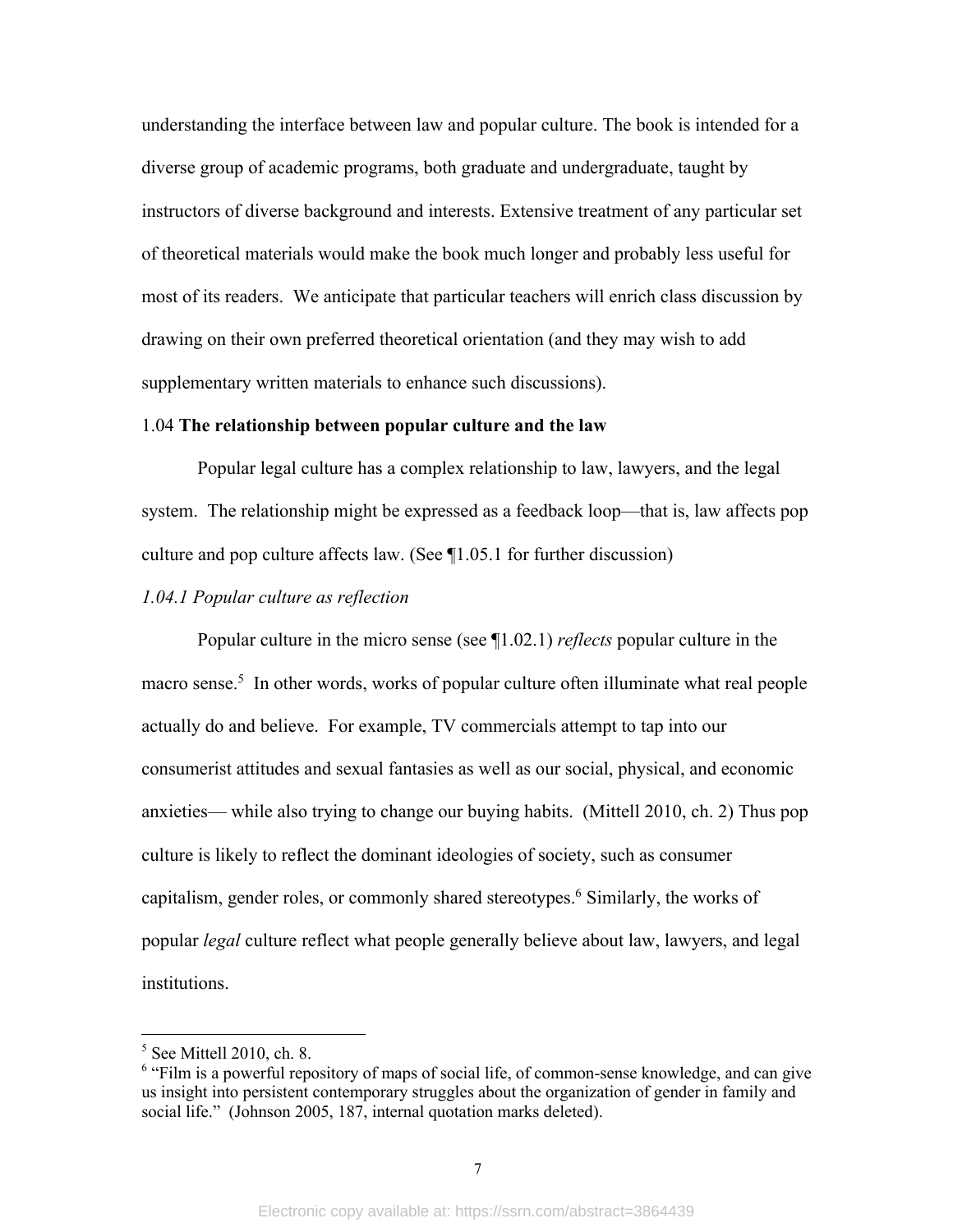understanding the interface between law and popular culture. The book is intended for a diverse group of academic programs, both graduate and undergraduate, taught by instructors of diverse background and interests. Extensive treatment of any particular set of theoretical materials would make the book much longer and probably less useful for most of its readers. We anticipate that particular teachers will enrich class discussion by drawing on their own preferred theoretical orientation (and they may wish to add supplementary written materials to enhance such discussions).

### 1.04 **The relationship between popular culture and the law**

Popular legal culture has a complex relationship to law, lawyers, and the legal system. The relationship might be expressed as a feedback loop—that is, law affects pop culture and pop culture affects law. (See ¶1.05.1 for further discussion)

#### *1.04.1 Popular culture as reflection*

Popular culture in the micro sense (see ¶1.02.1) *reflects* popular culture in the macro sense.[5] In other words, works of popular culture often illuminate what real people actually do and believe. For example, TV commercials attempt to tap into our consumerist attitudes and sexual fantasies as well as our social, physical, and economic anxieties— while also trying to change our buying habits. (Mittell 2010, ch. 2) Thus pop culture is likely to reflect the dominant ideologies of society, such as consumer capitalism, gender roles, or commonly shared stereotypes.[6] Similarly, the works of popular *legal* culture reflect what people generally believe about law, lawyers, and legal institutions.

---

[5] See Mittell 2010, ch. 8.

[6] "Film is a powerful repository of maps of social life, of common-sense knowledge, and can give us insight into persistent contemporary struggles about the organization of gender in family and social life." (Johnson 2005, 187, internal quotation marks deleted).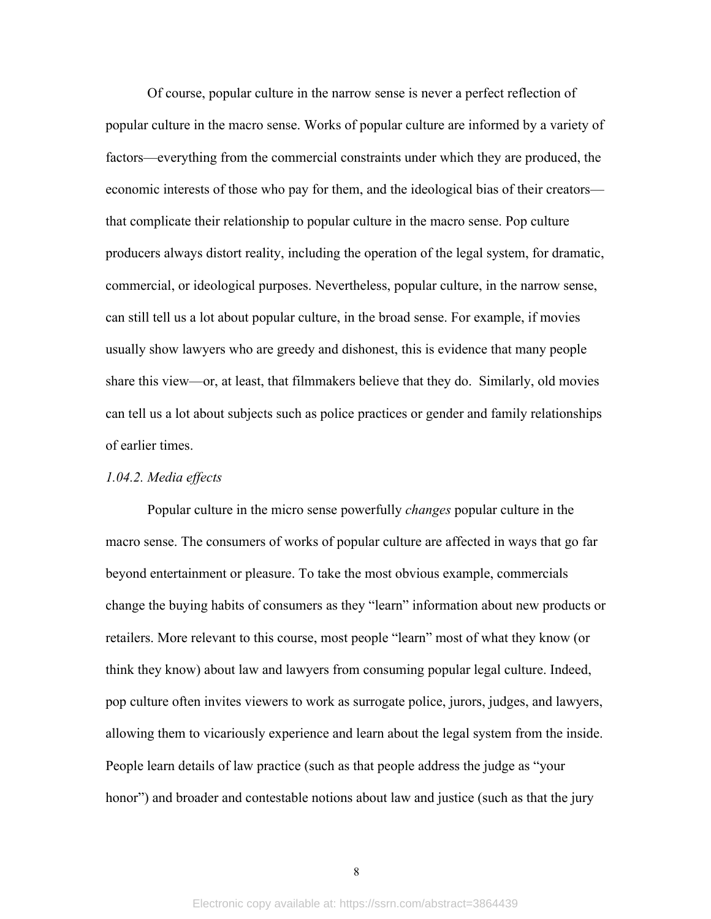Of course, popular culture in the narrow sense is never a perfect reflection of popular culture in the macro sense. Works of popular culture are informed by a variety of factors—everything from the commercial constraints under which they are produced, the economic interests of those who pay for them, and the ideological bias of their creators—that complicate their relationship to popular culture in the macro sense. Pop culture producers always distort reality, including the operation of the legal system, for dramatic, commercial, or ideological purposes. Nevertheless, popular culture, in the narrow sense, can still tell us a lot about popular culture, in the broad sense. For example, if movies usually show lawyers who are greedy and dishonest, this is evidence that many people share this view—or, at least, that filmmakers believe that they do. Similarly, old movies can tell us a lot about subjects such as police practices or gender and family relationships of earlier times.

*1.04.2. Media effects*

Popular culture in the micro sense powerfully *changes* popular culture in the macro sense. The consumers of works of popular culture are affected in ways that go far beyond entertainment or pleasure. To take the most obvious example, commercials change the buying habits of consumers as they "learn" information about new products or retailers. More relevant to this course, most people "learn" most of what they know (or think they know) about law and lawyers from consuming popular legal culture. Indeed, pop culture often invites viewers to work as surrogate police, jurors, judges, and lawyers, allowing them to vicariously experience and learn about the legal system from the inside. People learn details of law practice (such as that people address the judge as "your honor") and broader and contestable notions about law and justice (such as that the jury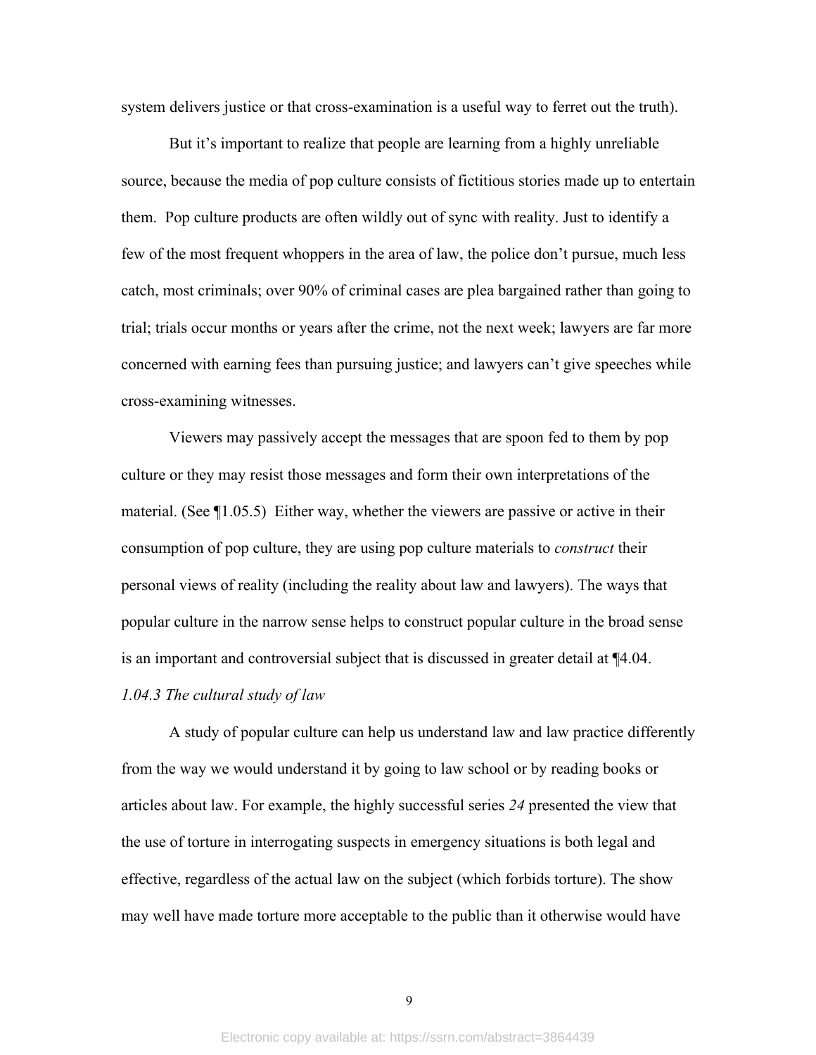system delivers justice or that cross-examination is a useful way to ferret out the truth).

But it's important to realize that people are learning from a highly unreliable source, because the media of pop culture consists of fictitious stories made up to entertain them. Pop culture products are often wildly out of sync with reality. Just to identify a few of the most frequent whoppers in the area of law, the police don't pursue, much less catch, most criminals; over 90% of criminal cases are plea bargained rather than going to trial; trials occur months or years after the crime, not the next week; lawyers are far more concerned with earning fees than pursuing justice; and lawyers can't give speeches while cross-examining witnesses.

Viewers may passively accept the messages that are spoon fed to them by pop culture or they may resist those messages and form their own interpretations of the material. (See ¶1.05.5) Either way, whether the viewers are passive or active in their consumption of pop culture, they are using pop culture materials to *construct* their personal views of reality (including the reality about law and lawyers). The ways that popular culture in the narrow sense helps to construct popular culture in the broad sense is an important and controversial subject that is discussed in greater detail at ¶4.04.

*1.04.3 The cultural study of law*

A study of popular culture can help us understand law and law practice differently from the way we would understand it by going to law school or by reading books or articles about law. For example, the highly successful series *24* presented the view that the use of torture in interrogating suspects in emergency situations is both legal and effective, regardless of the actual law on the subject (which forbids torture). The show may well have made torture more acceptable to the public than it otherwise would have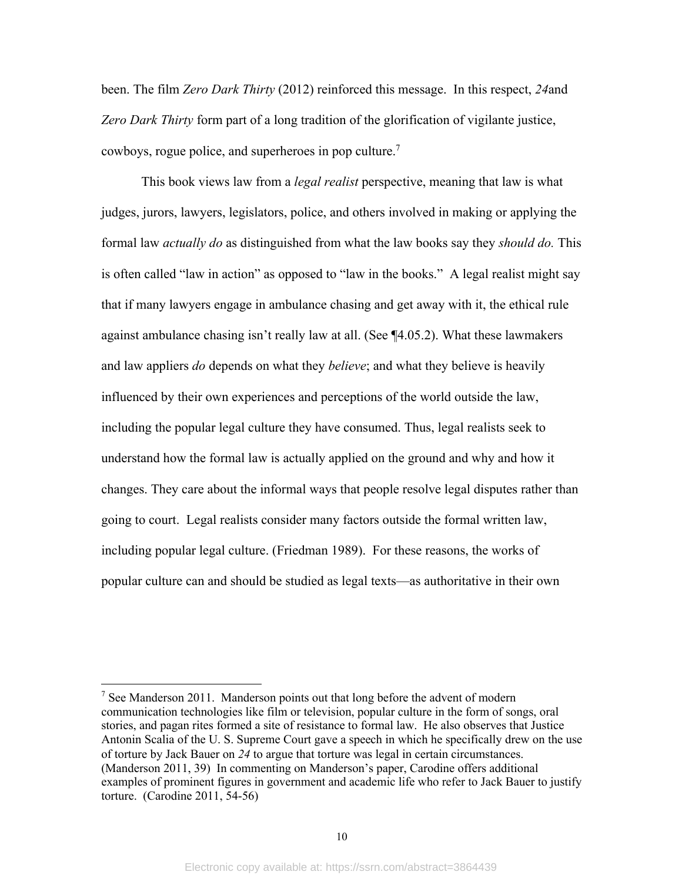been. The film *Zero Dark Thirty* (2012) reinforced this message. In this respect, *24*and *Zero Dark Thirty* form part of a long tradition of the glorification of vigilante justice, cowboys, rogue police, and superheroes in pop culture.[7]

This book views law from a *legal realist* perspective, meaning that law is what judges, jurors, lawyers, legislators, police, and others involved in making or applying the formal law *actually do* as distinguished from what the law books say they *should do.* This is often called "law in action" as opposed to "law in the books." A legal realist might say that if many lawyers engage in ambulance chasing and get away with it, the ethical rule against ambulance chasing isn't really law at all. (See ¶4.05.2). What these lawmakers and law appliers *do* depends on what they *believe*; and what they believe is heavily influenced by their own experiences and perceptions of the world outside the law, including the popular legal culture they have consumed. Thus, legal realists seek to understand how the formal law is actually applied on the ground and why and how it changes. They care about the informal ways that people resolve legal disputes rather than going to court. Legal realists consider many factors outside the formal written law, including popular legal culture. (Friedman 1989). For these reasons, the works of popular culture can and should be studied as legal texts—as authoritative in their own

---

[7] See Manderson 2011. Manderson points out that long before the advent of modern communication technologies like film or television, popular culture in the form of songs, oral stories, and pagan rites formed a site of resistance to formal law. He also observes that Justice Antonin Scalia of the U. S. Supreme Court gave a speech in which he specifically drew on the use of torture by Jack Bauer on *24* to argue that torture was legal in certain circumstances. (Manderson 2011, 39) In commenting on Manderson's paper, Carodine offers additional examples of prominent figures in government and academic life who refer to Jack Bauer to justify torture. (Carodine 2011, 54-56)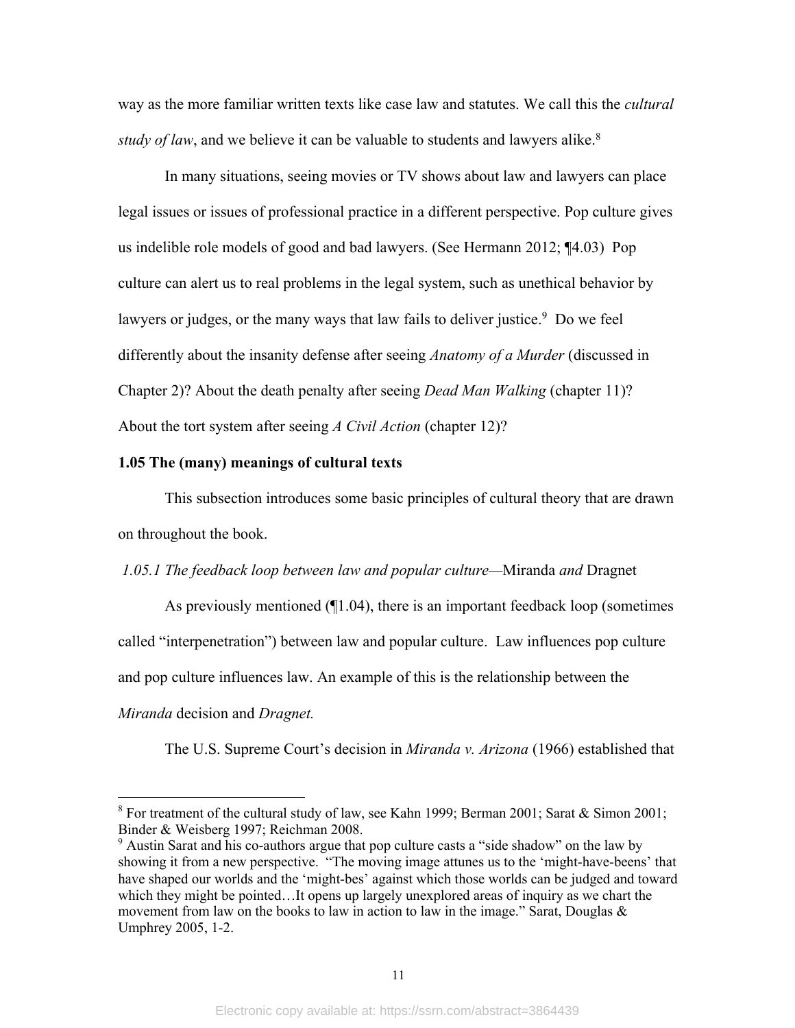way as the more familiar written texts like case law and statutes. We call this the *cultural study of law*, and we believe it can be valuable to students and lawyers alike.[8]

In many situations, seeing movies or TV shows about law and lawyers can place legal issues or issues of professional practice in a different perspective. Pop culture gives us indelible role models of good and bad lawyers. (See Hermann 2012; ¶4.03) Pop culture can alert us to real problems in the legal system, such as unethical behavior by lawyers or judges, or the many ways that law fails to deliver justice.[9] Do we feel differently about the insanity defense after seeing *Anatomy of a Murder* (discussed in Chapter 2)? About the death penalty after seeing *Dead Man Walking* (chapter 11)? About the tort system after seeing *A Civil Action* (chapter 12)?

### 1.05 The (many) meanings of cultural texts

This subsection introduces some basic principles of cultural theory that are drawn on throughout the book.

#### *1.05.1 The feedback loop between law and popular culture*—Miranda *and* Dragnet

As previously mentioned (¶1.04), there is an important feedback loop (sometimes called "interpenetration") between law and popular culture. Law influences pop culture and pop culture influences law. An example of this is the relationship between the *Miranda* decision and *Dragnet.*

The U.S. Supreme Court's decision in *Miranda v. Arizona* (1966) established that

---

[8] For treatment of the cultural study of law, see Kahn 1999; Berman 2001; Sarat & Simon 2001; Binder & Weisberg 1997; Reichman 2008.

[9] Austin Sarat and his co-authors argue that pop culture casts a "side shadow" on the law by showing it from a new perspective. "The moving image attunes us to the 'might-have-beens' that have shaped our worlds and the 'might-bes' against which those worlds can be judged and toward which they might be pointed…It opens up largely unexplored areas of inquiry as we chart the movement from law on the books to law in action to law in the image." Sarat, Douglas & Umphrey 2005, 1-2.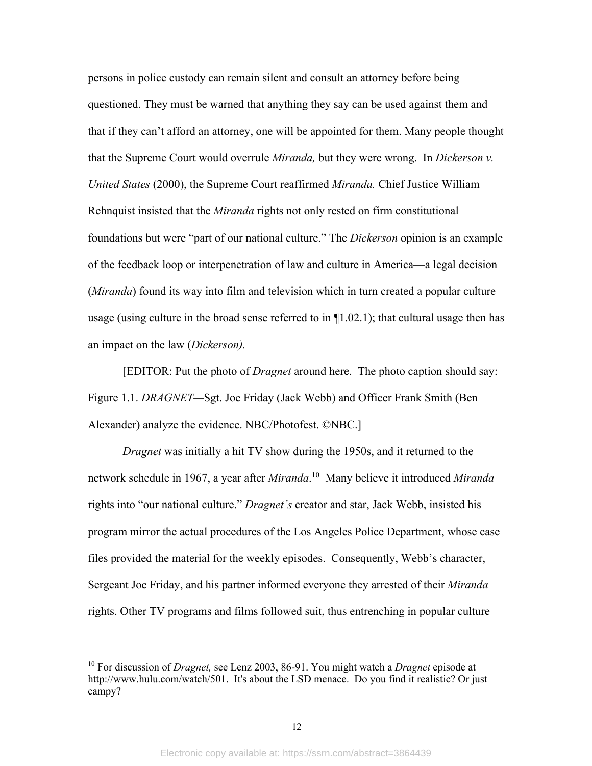persons in police custody can remain silent and consult an attorney before being questioned. They must be warned that anything they say can be used against them and that if they can't afford an attorney, one will be appointed for them. Many people thought that the Supreme Court would overrule *Miranda,* but they were wrong. In *Dickerson v. United States* (2000), the Supreme Court reaffirmed *Miranda.* Chief Justice William Rehnquist insisted that the *Miranda* rights not only rested on firm constitutional foundations but were "part of our national culture." The *Dickerson* opinion is an example of the feedback loop or interpenetration of law and culture in America—a legal decision (*Miranda*) found its way into film and television which in turn created a popular culture usage (using culture in the broad sense referred to in ¶1.02.1); that cultural usage then has an impact on the law (*Dickerson).*

[EDITOR: Put the photo of *Dragnet* around here. The photo caption should say: Figure 1.1. *DRAGNET*—Sgt. Joe Friday (Jack Webb) and Officer Frank Smith (Ben Alexander) analyze the evidence. NBC/Photofest. ©NBC.]

*Dragnet* was initially a hit TV show during the 1950s, and it returned to the network schedule in 1967, a year after *Miranda*.[10] Many believe it introduced *Miranda* rights into "our national culture." *Dragnet's* creator and star, Jack Webb, insisted his program mirror the actual procedures of the Los Angeles Police Department, whose case files provided the material for the weekly episodes. Consequently, Webb's character, Sergeant Joe Friday, and his partner informed everyone they arrested of their *Miranda* rights. Other TV programs and films followed suit, thus entrenching in popular culture

[10] For discussion of *Dragnet,* see Lenz 2003, 86-91. You might watch a *Dragnet* episode at http://www.hulu.com/watch/501. It's about the LSD menace. Do you find it realistic? Or just campy?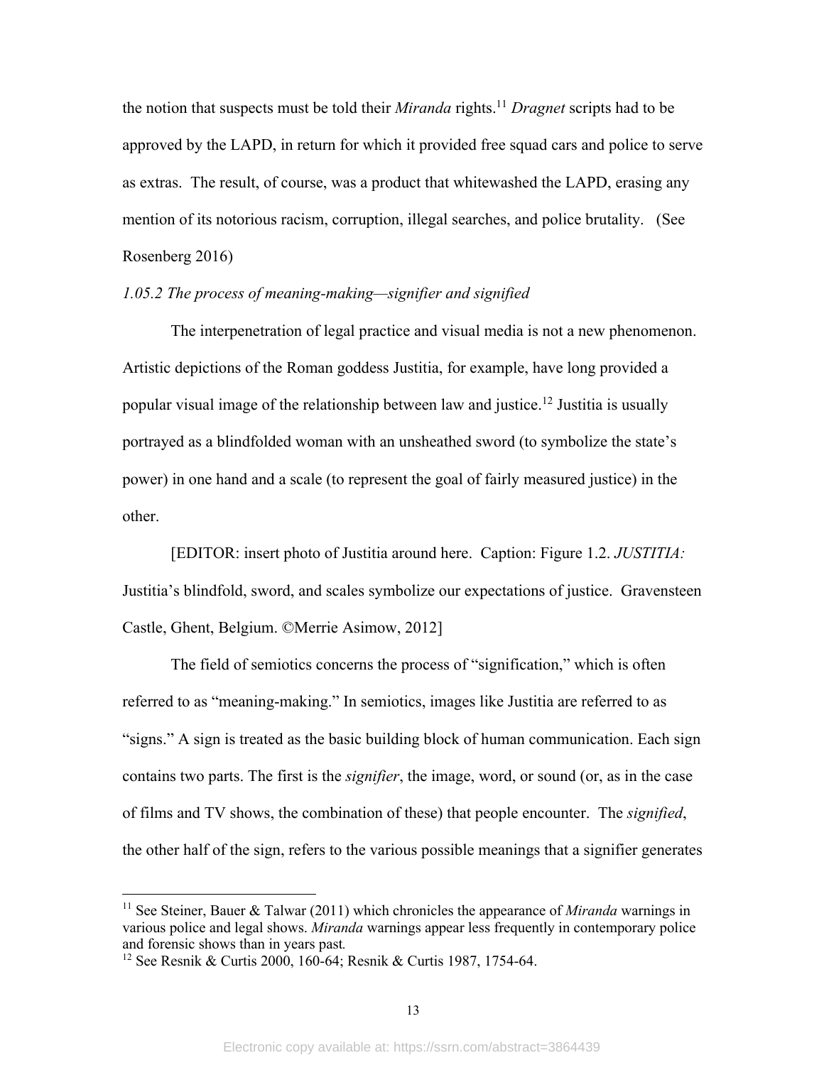the notion that suspects must be told their *Miranda* rights.[11] *Dragnet* scripts had to be approved by the LAPD, in return for which it provided free squad cars and police to serve as extras. The result, of course, was a product that whitewashed the LAPD, erasing any mention of its notorious racism, corruption, illegal searches, and police brutality. (See Rosenberg 2016)

*1.05.2 The process of meaning-making—signifier and signified*

The interpenetration of legal practice and visual media is not a new phenomenon. Artistic depictions of the Roman goddess Justitia, for example, have long provided a popular visual image of the relationship between law and justice.[12] Justitia is usually portrayed as a blindfolded woman with an unsheathed sword (to symbolize the state's power) in one hand and a scale (to represent the goal of fairly measured justice) in the other.

[EDITOR: insert photo of Justitia around here. Caption: Figure 1.2. *JUSTITIA:* Justitia's blindfold, sword, and scales symbolize our expectations of justice. Gravensteen Castle, Ghent, Belgium. ©Merrie Asimow, 2012]

The field of semiotics concerns the process of "signification," which is often referred to as "meaning-making." In semiotics, images like Justitia are referred to as "signs." A sign is treated as the basic building block of human communication. Each sign contains two parts. The first is the *signifier*, the image, word, or sound (or, as in the case of films and TV shows, the combination of these) that people encounter. The *signified*, the other half of the sign, refers to the various possible meanings that a signifier generates

---

[11] See Steiner, Bauer & Talwar (2011) which chronicles the appearance of *Miranda* warnings in various police and legal shows. *Miranda* warnings appear less frequently in contemporary police and forensic shows than in years past.

[12] See Resnik & Curtis 2000, 160-64; Resnik & Curtis 1987, 1754-64.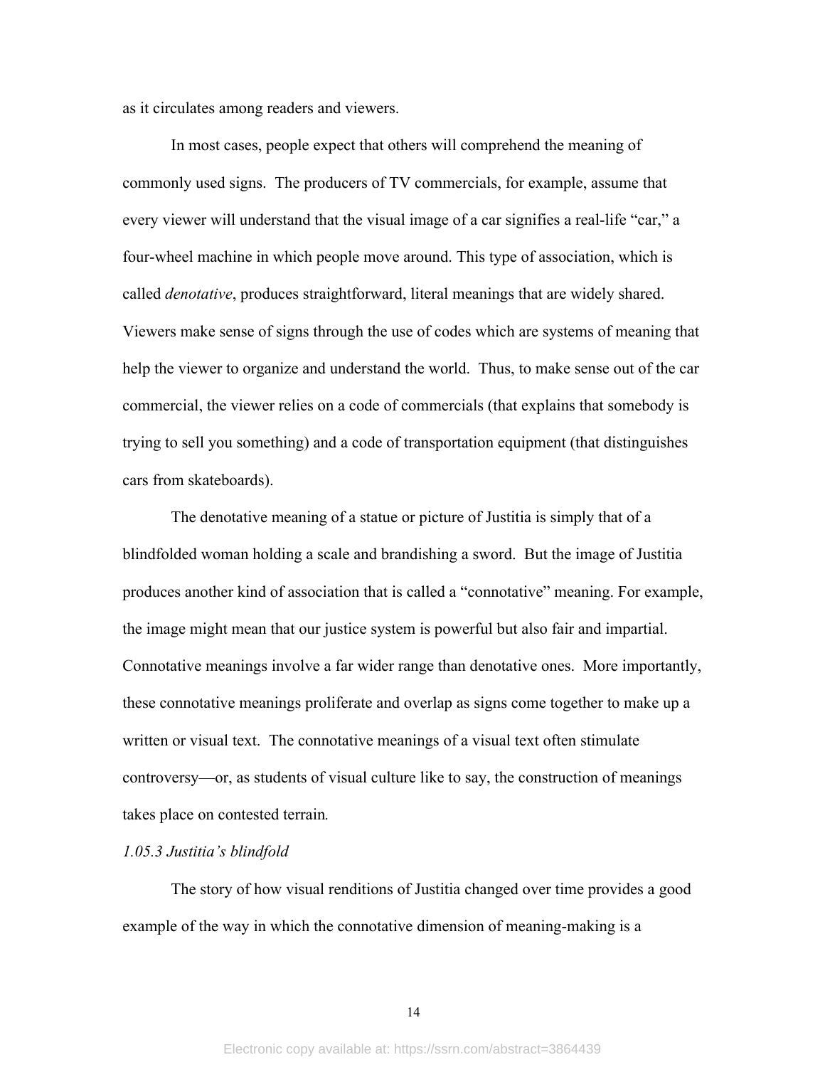as it circulates among readers and viewers.

In most cases, people expect that others will comprehend the meaning of commonly used signs. The producers of TV commercials, for example, assume that every viewer will understand that the visual image of a car signifies a real-life "car," a four-wheel machine in which people move around. This type of association, which is called *denotative*, produces straightforward, literal meanings that are widely shared. Viewers make sense of signs through the use of codes which are systems of meaning that help the viewer to organize and understand the world. Thus, to make sense out of the car commercial, the viewer relies on a code of commercials (that explains that somebody is trying to sell you something) and a code of transportation equipment (that distinguishes cars from skateboards).

The denotative meaning of a statue or picture of Justitia is simply that of a blindfolded woman holding a scale and brandishing a sword. But the image of Justitia produces another kind of association that is called a "connotative" meaning. For example, the image might mean that our justice system is powerful but also fair and impartial. Connotative meanings involve a far wider range than denotative ones. More importantly, these connotative meanings proliferate and overlap as signs come together to make up a written or visual text. The connotative meanings of a visual text often stimulate controversy—or, as students of visual culture like to say, the construction of meanings takes place on contested terrain*.*

### *1.05.3 Justitia's blindfold*

The story of how visual renditions of Justitia changed over time provides a good example of the way in which the connotative dimension of meaning-making is a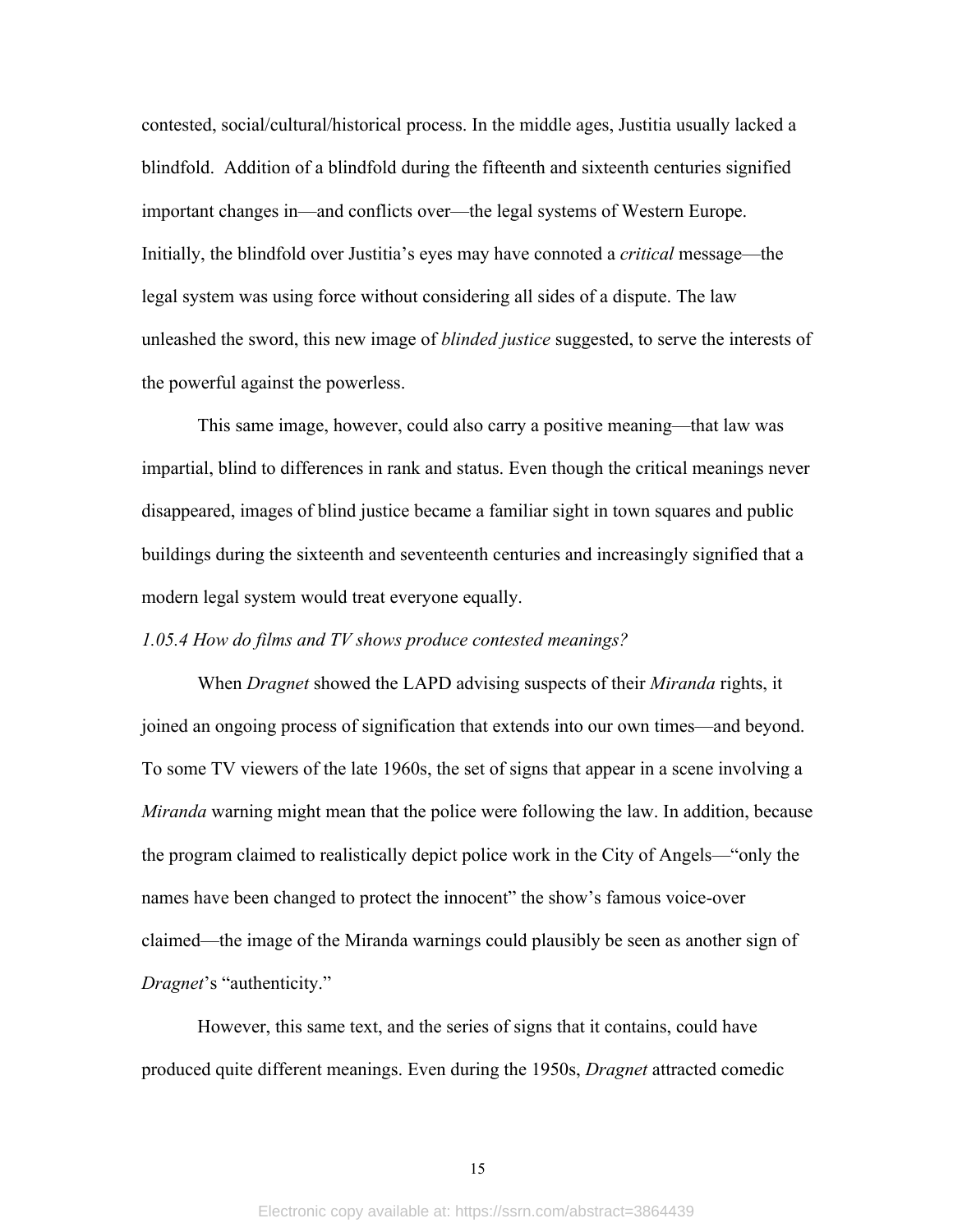contested, social/cultural/historical process. In the middle ages, Justitia usually lacked a blindfold. Addition of a blindfold during the fifteenth and sixteenth centuries signified important changes in—and conflicts over—the legal systems of Western Europe. Initially, the blindfold over Justitia's eyes may have connoted a *critical* message—the legal system was using force without considering all sides of a dispute. The law unleashed the sword, this new image of *blinded justice* suggested, to serve the interests of the powerful against the powerless.

This same image, however, could also carry a positive meaning—that law was impartial, blind to differences in rank and status. Even though the critical meanings never disappeared, images of blind justice became a familiar sight in town squares and public buildings during the sixteenth and seventeenth centuries and increasingly signified that a modern legal system would treat everyone equally.

*1.05.4 How do films and TV shows produce contested meanings?*

When *Dragnet* showed the LAPD advising suspects of their *Miranda* rights, it joined an ongoing process of signification that extends into our own times—and beyond. To some TV viewers of the late 1960s, the set of signs that appear in a scene involving a *Miranda* warning might mean that the police were following the law. In addition, because the program claimed to realistically depict police work in the City of Angels—"only the names have been changed to protect the innocent" the show's famous voice-over claimed—the image of the Miranda warnings could plausibly be seen as another sign of *Dragnet*'s "authenticity."

However, this same text, and the series of signs that it contains, could have produced quite different meanings. Even during the 1950s, *Dragnet* attracted comedic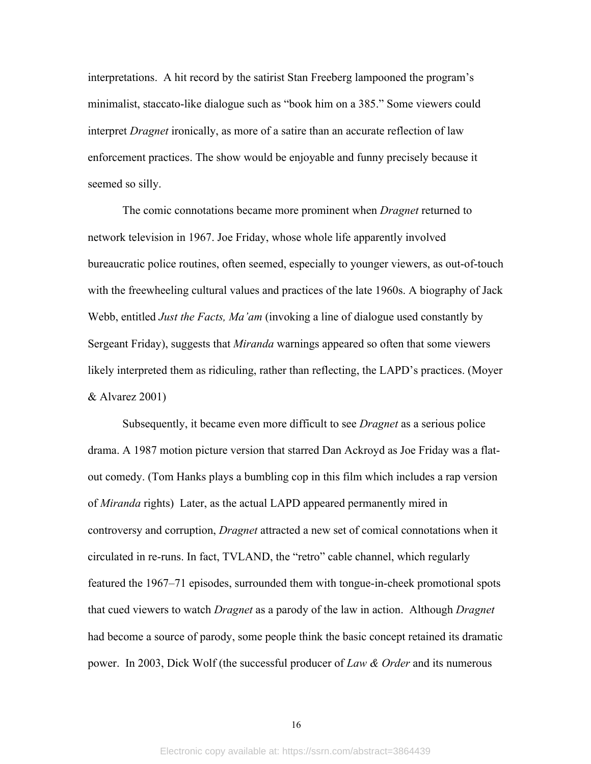interpretations. A hit record by the satirist Stan Freeberg lampooned the program's minimalist, staccato-like dialogue such as "book him on a 385." Some viewers could interpret *Dragnet* ironically, as more of a satire than an accurate reflection of law enforcement practices. The show would be enjoyable and funny precisely because it seemed so silly.

The comic connotations became more prominent when *Dragnet* returned to network television in 1967. Joe Friday, whose whole life apparently involved bureaucratic police routines, often seemed, especially to younger viewers, as out-of-touch with the freewheeling cultural values and practices of the late 1960s. A biography of Jack Webb, entitled *Just the Facts, Ma'am* (invoking a line of dialogue used constantly by Sergeant Friday), suggests that *Miranda* warnings appeared so often that some viewers likely interpreted them as ridiculing, rather than reflecting, the LAPD's practices. (Moyer & Alvarez 2001)

Subsequently, it became even more difficult to see *Dragnet* as a serious police drama. A 1987 motion picture version that starred Dan Ackroyd as Joe Friday was a flat-out comedy. (Tom Hanks plays a bumbling cop in this film which includes a rap version of *Miranda* rights) Later, as the actual LAPD appeared permanently mired in controversy and corruption, *Dragnet* attracted a new set of comical connotations when it circulated in re-runs. In fact, TVLAND, the "retro" cable channel, which regularly featured the 1967–71 episodes, surrounded them with tongue-in-cheek promotional spots that cued viewers to watch *Dragnet* as a parody of the law in action. Although *Dragnet* had become a source of parody, some people think the basic concept retained its dramatic power. In 2003, Dick Wolf (the successful producer of *Law & Order* and its numerous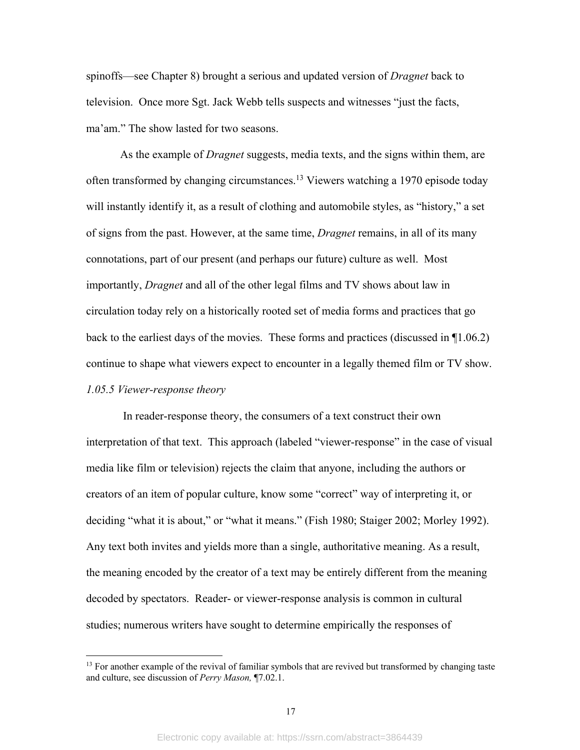spinoffs—see Chapter 8) brought a serious and updated version of *Dragnet* back to television. Once more Sgt. Jack Webb tells suspects and witnesses "just the facts, ma'am." The show lasted for two seasons.

As the example of *Dragnet* suggests, media texts, and the signs within them, are often transformed by changing circumstances.[13] Viewers watching a 1970 episode today will instantly identify it, as a result of clothing and automobile styles, as "history," a set of signs from the past. However, at the same time, *Dragnet* remains, in all of its many connotations, part of our present (and perhaps our future) culture as well. Most importantly, *Dragnet* and all of the other legal films and TV shows about law in circulation today rely on a historically rooted set of media forms and practices that go back to the earliest days of the movies. These forms and practices (discussed in ¶1.06.2) continue to shape what viewers expect to encounter in a legally themed film or TV show.

*1.05.5 Viewer-response theory*

In reader-response theory, the consumers of a text construct their own interpretation of that text. This approach (labeled "viewer-response" in the case of visual media like film or television) rejects the claim that anyone, including the authors or creators of an item of popular culture, know some "correct" way of interpreting it, or deciding "what it is about," or "what it means." (Fish 1980; Staiger 2002; Morley 1992). Any text both invites and yields more than a single, authoritative meaning. As a result, the meaning encoded by the creator of a text may be entirely different from the meaning decoded by spectators. Reader- or viewer-response analysis is common in cultural studies; numerous writers have sought to determine empirically the responses of

[13] For another example of the revival of familiar symbols that are revived but transformed by changing taste and culture, see discussion of *Perry Mason,* ¶7.02.1.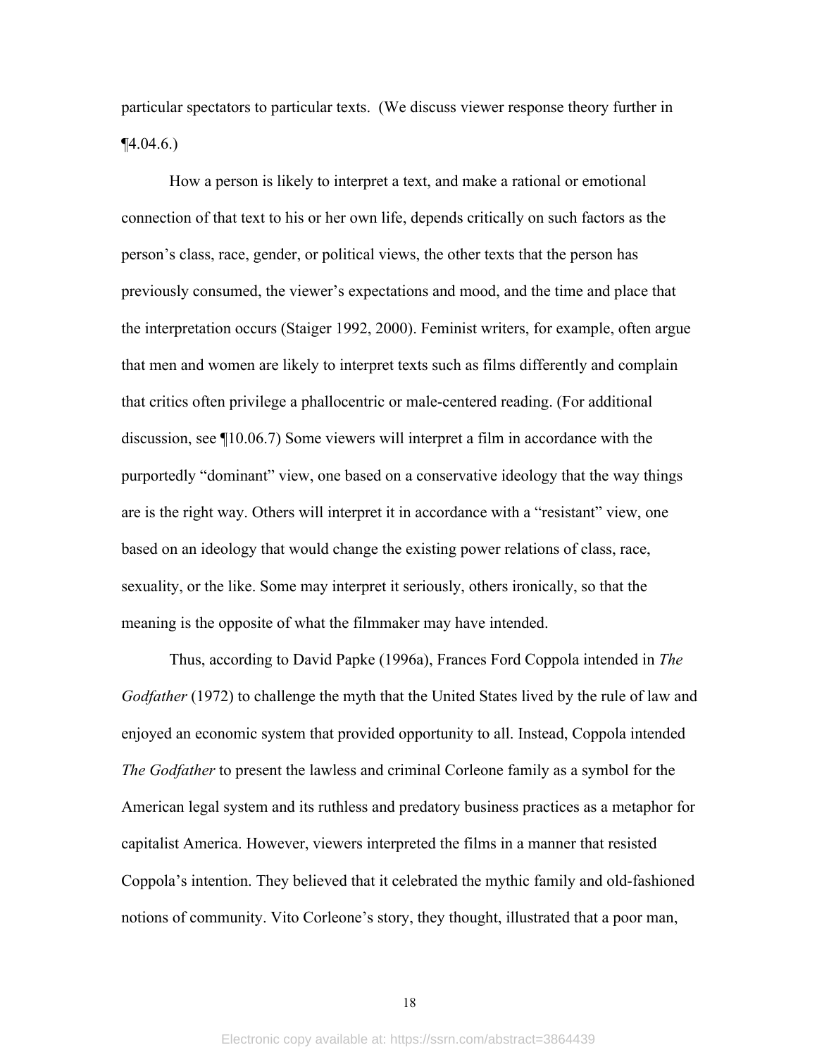particular spectators to particular texts. (We discuss viewer response theory further in ¶4.04.6.)

How a person is likely to interpret a text, and make a rational or emotional connection of that text to his or her own life, depends critically on such factors as the person's class, race, gender, or political views, the other texts that the person has previously consumed, the viewer's expectations and mood, and the time and place that the interpretation occurs (Staiger 1992, 2000). Feminist writers, for example, often argue that men and women are likely to interpret texts such as films differently and complain that critics often privilege a phallocentric or male-centered reading. (For additional discussion, see ¶10.06.7) Some viewers will interpret a film in accordance with the purportedly "dominant" view, one based on a conservative ideology that the way things are is the right way. Others will interpret it in accordance with a "resistant" view, one based on an ideology that would change the existing power relations of class, race, sexuality, or the like. Some may interpret it seriously, others ironically, so that the meaning is the opposite of what the filmmaker may have intended.

Thus, according to David Papke (1996a), Frances Ford Coppola intended in *The Godfather* (1972) to challenge the myth that the United States lived by the rule of law and enjoyed an economic system that provided opportunity to all. Instead, Coppola intended *The Godfather* to present the lawless and criminal Corleone family as a symbol for the American legal system and its ruthless and predatory business practices as a metaphor for capitalist America. However, viewers interpreted the films in a manner that resisted Coppola's intention. They believed that it celebrated the mythic family and old-fashioned notions of community. Vito Corleone's story, they thought, illustrated that a poor man,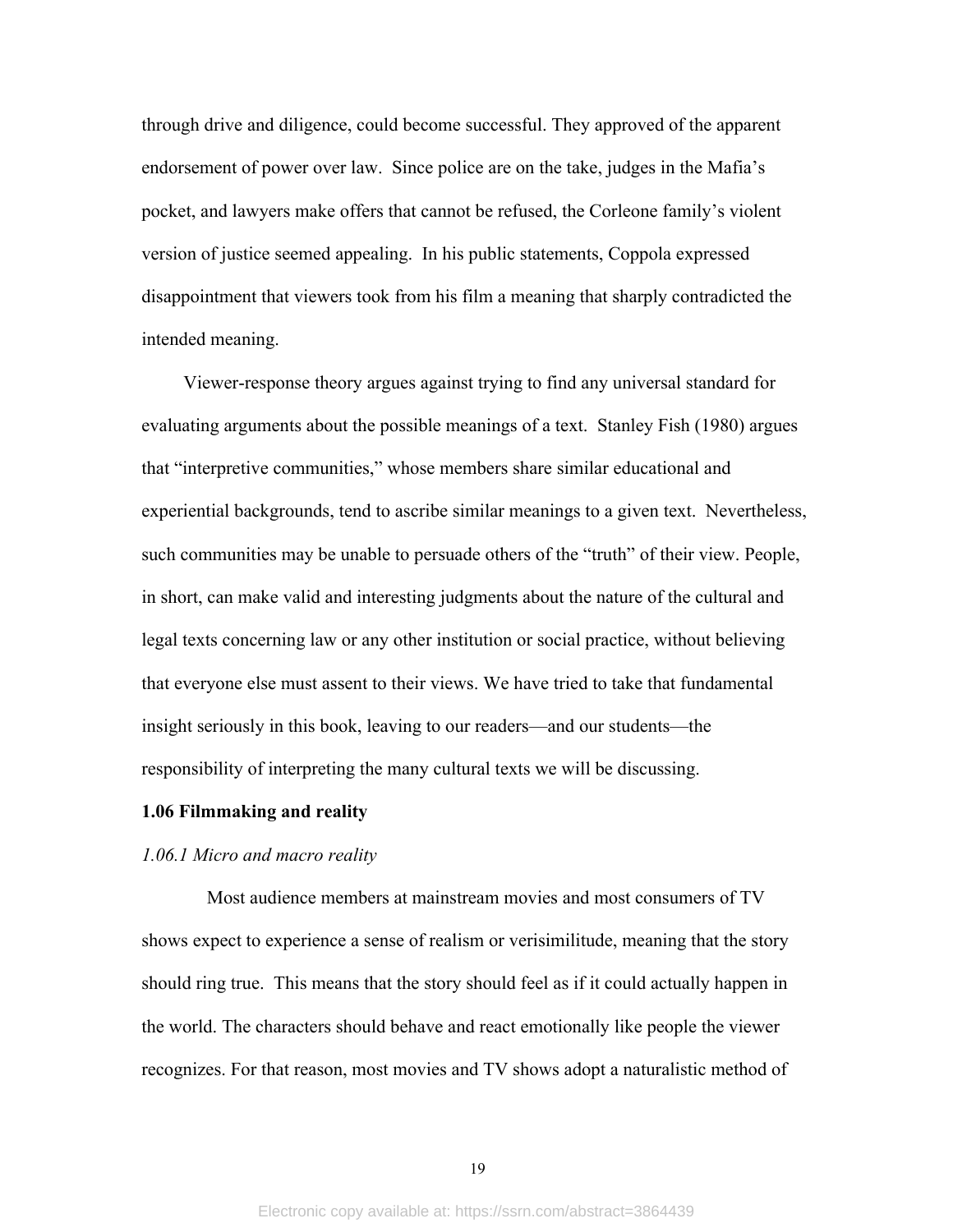through drive and diligence, could become successful. They approved of the apparent endorsement of power over law. Since police are on the take, judges in the Mafia's pocket, and lawyers make offers that cannot be refused, the Corleone family's violent version of justice seemed appealing. In his public statements, Coppola expressed disappointment that viewers took from his film a meaning that sharply contradicted the intended meaning.

Viewer-response theory argues against trying to find any universal standard for evaluating arguments about the possible meanings of a text. Stanley Fish (1980) argues that "interpretive communities," whose members share similar educational and experiential backgrounds, tend to ascribe similar meanings to a given text. Nevertheless, such communities may be unable to persuade others of the "truth" of their view. People, in short, can make valid and interesting judgments about the nature of the cultural and legal texts concerning law or any other institution or social practice, without believing that everyone else must assent to their views. We have tried to take that fundamental insight seriously in this book, leaving to our readers—and our students—the responsibility of interpreting the many cultural texts we will be discussing.

### 1.06 Filmmaking and reality

#### *1.06.1 Micro and macro reality*

Most audience members at mainstream movies and most consumers of TV shows expect to experience a sense of realism or verisimilitude, meaning that the story should ring true. This means that the story should feel as if it could actually happen in the world. The characters should behave and react emotionally like people the viewer recognizes. For that reason, most movies and TV shows adopt a naturalistic method of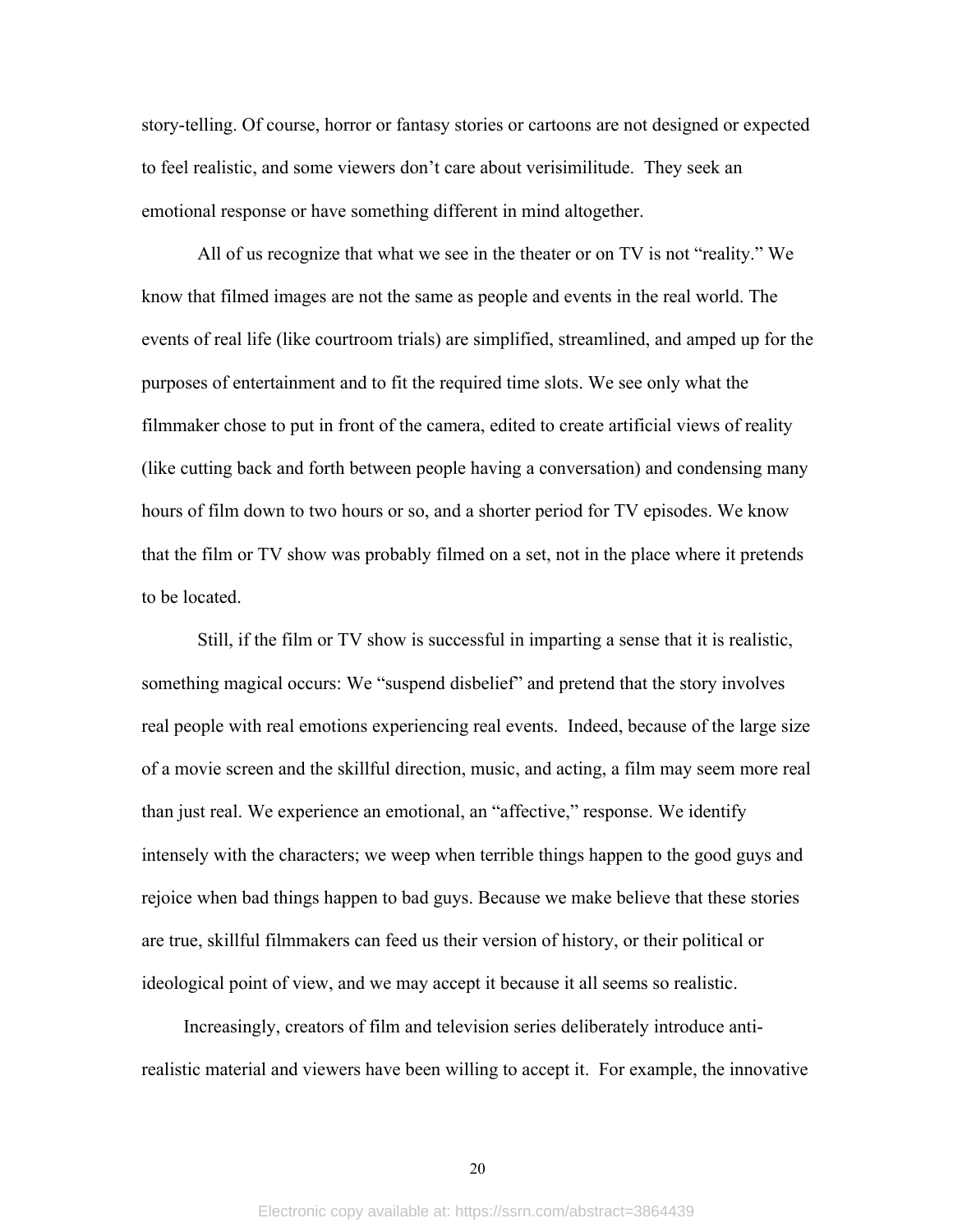story-telling. Of course, horror or fantasy stories or cartoons are not designed or expected to feel realistic, and some viewers don't care about verisimilitude. They seek an emotional response or have something different in mind altogether.

All of us recognize that what we see in the theater or on TV is not "reality." We know that filmed images are not the same as people and events in the real world. The events of real life (like courtroom trials) are simplified, streamlined, and amped up for the purposes of entertainment and to fit the required time slots. We see only what the filmmaker chose to put in front of the camera, edited to create artificial views of reality (like cutting back and forth between people having a conversation) and condensing many hours of film down to two hours or so, and a shorter period for TV episodes. We know that the film or TV show was probably filmed on a set, not in the place where it pretends to be located.

Still, if the film or TV show is successful in imparting a sense that it is realistic, something magical occurs: We "suspend disbelief" and pretend that the story involves real people with real emotions experiencing real events. Indeed, because of the large size of a movie screen and the skillful direction, music, and acting, a film may seem more real than just real. We experience an emotional, an "affective," response. We identify intensely with the characters; we weep when terrible things happen to the good guys and rejoice when bad things happen to bad guys. Because we make believe that these stories are true, skillful filmmakers can feed us their version of history, or their political or ideological point of view, and we may accept it because it all seems so realistic.

Increasingly, creators of film and television series deliberately introduce anti-realistic material and viewers have been willing to accept it. For example, the innovative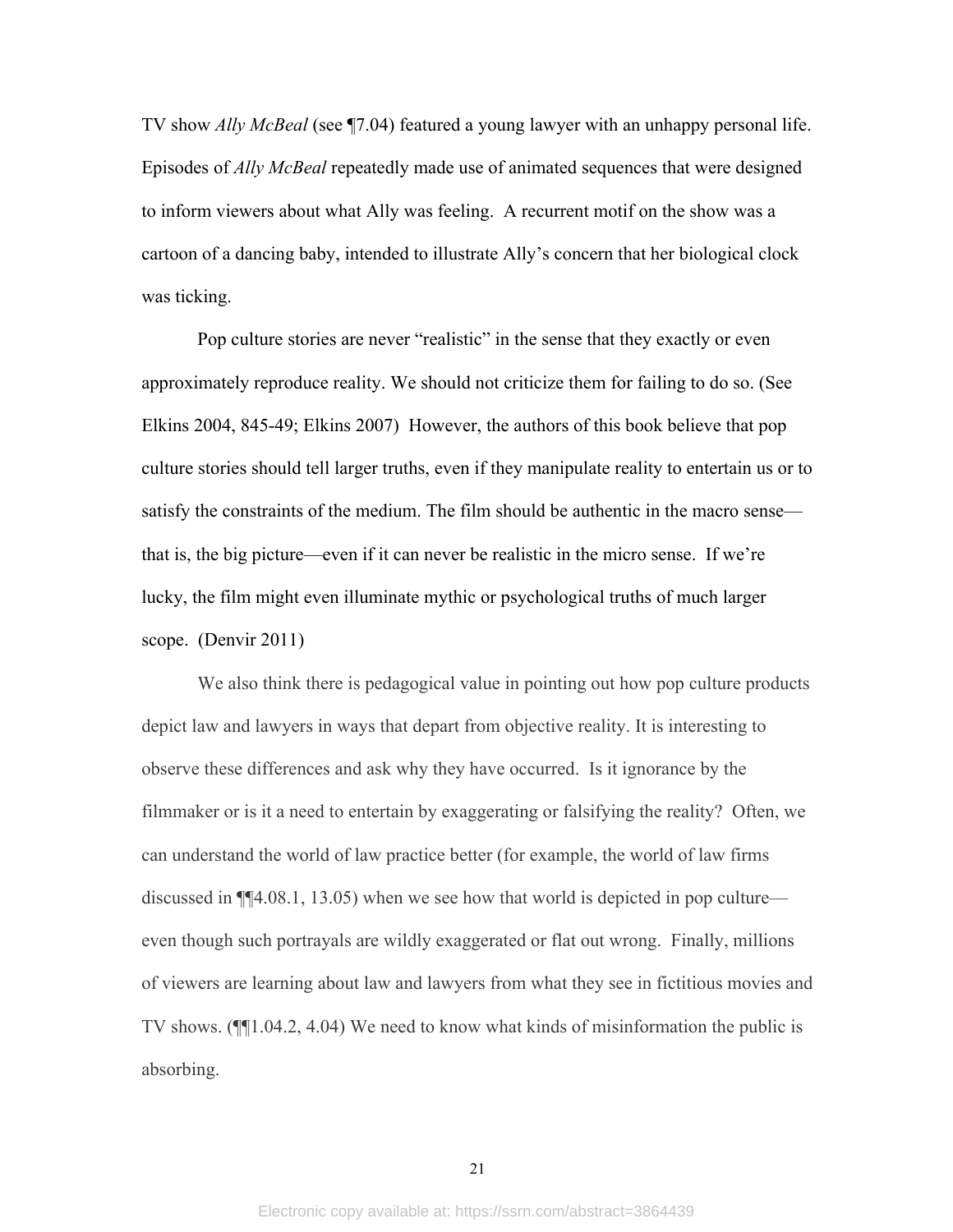TV show *Ally McBeal* (see ¶7.04) featured a young lawyer with an unhappy personal life. Episodes of *Ally McBeal* repeatedly made use of animated sequences that were designed to inform viewers about what Ally was feeling. A recurrent motif on the show was a cartoon of a dancing baby, intended to illustrate Ally's concern that her biological clock was ticking.

Pop culture stories are never "realistic" in the sense that they exactly or even approximately reproduce reality. We should not criticize them for failing to do so. (See Elkins 2004, 845-49; Elkins 2007) However, the authors of this book believe that pop culture stories should tell larger truths, even if they manipulate reality to entertain us or to satisfy the constraints of the medium. The film should be authentic in the macro sense—that is, the big picture—even if it can never be realistic in the micro sense. If we're lucky, the film might even illuminate mythic or psychological truths of much larger scope. (Denvir 2011)

We also think there is pedagogical value in pointing out how pop culture products depict law and lawyers in ways that depart from objective reality. It is interesting to observe these differences and ask why they have occurred. Is it ignorance by the filmmaker or is it a need to entertain by exaggerating or falsifying the reality? Often, we can understand the world of law practice better (for example, the world of law firms discussed in ¶¶4.08.1, 13.05) when we see how that world is depicted in pop culture—even though such portrayals are wildly exaggerated or flat out wrong. Finally, millions of viewers are learning about law and lawyers from what they see in fictitious movies and TV shows. (¶¶1.04.2, 4.04) We need to know what kinds of misinformation the public is absorbing.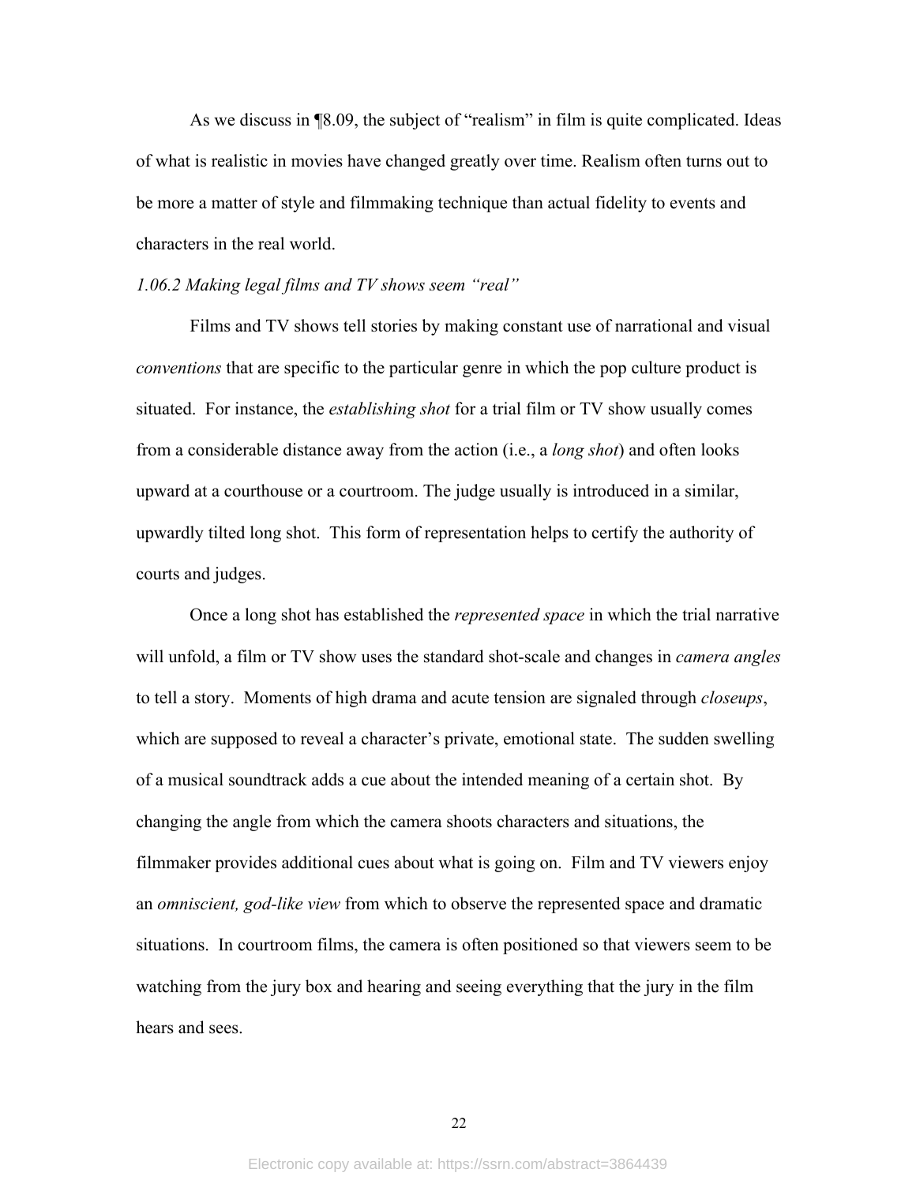As we discuss in ¶8.09, the subject of "realism" in film is quite complicated. Ideas of what is realistic in movies have changed greatly over time. Realism often turns out to be more a matter of style and filmmaking technique than actual fidelity to events and characters in the real world.

*1.06.2 Making legal films and TV shows seem "real"*

Films and TV shows tell stories by making constant use of narrational and visual *conventions* that are specific to the particular genre in which the pop culture product is situated. For instance, the *establishing shot* for a trial film or TV show usually comes from a considerable distance away from the action (i.e., a *long shot*) and often looks upward at a courthouse or a courtroom. The judge usually is introduced in a similar, upwardly tilted long shot. This form of representation helps to certify the authority of courts and judges.

Once a long shot has established the *represented space* in which the trial narrative will unfold, a film or TV show uses the standard shot-scale and changes in *camera angles* to tell a story. Moments of high drama and acute tension are signaled through *closeups*, which are supposed to reveal a character's private, emotional state. The sudden swelling of a musical soundtrack adds a cue about the intended meaning of a certain shot. By changing the angle from which the camera shoots characters and situations, the filmmaker provides additional cues about what is going on. Film and TV viewers enjoy an *omniscient, god-like view* from which to observe the represented space and dramatic situations. In courtroom films, the camera is often positioned so that viewers seem to be watching from the jury box and hearing and seeing everything that the jury in the film hears and sees.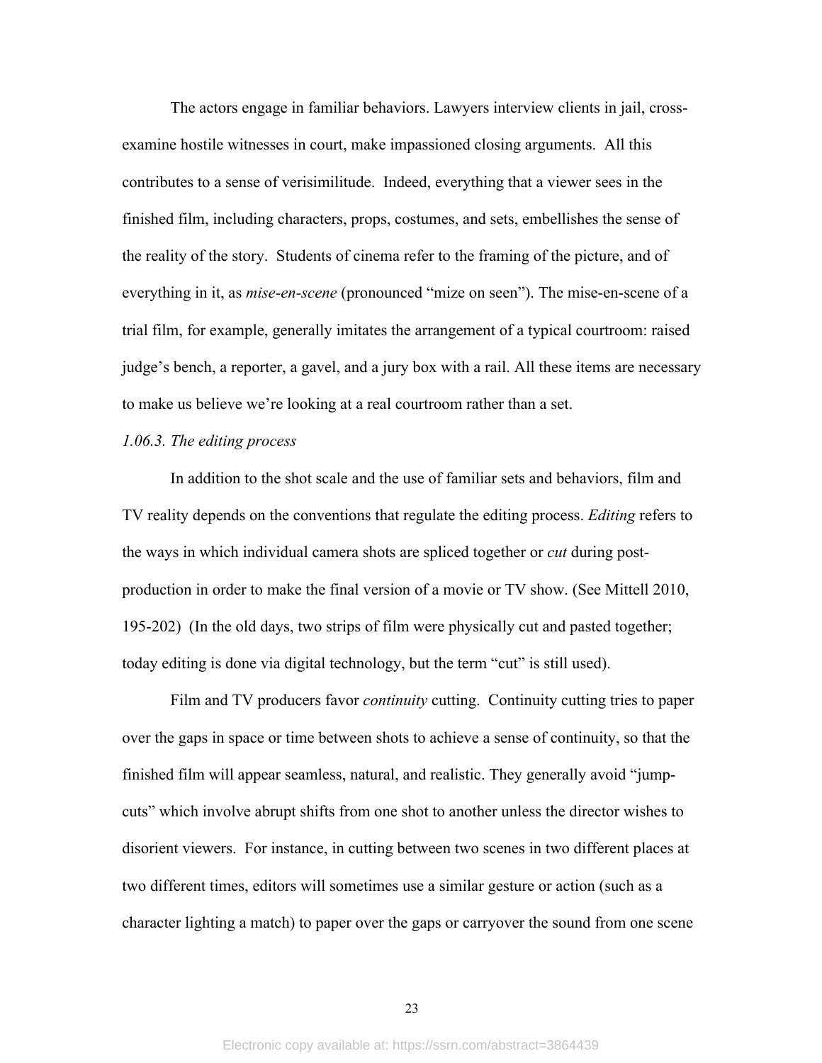The actors engage in familiar behaviors. Lawyers interview clients in jail, cross-examine hostile witnesses in court, make impassioned closing arguments. All this contributes to a sense of verisimilitude. Indeed, everything that a viewer sees in the finished film, including characters, props, costumes, and sets, embellishes the sense of the reality of the story. Students of cinema refer to the framing of the picture, and of everything in it, as *mise-en-scene* (pronounced "mize on seen"). The mise-en-scene of a trial film, for example, generally imitates the arrangement of a typical courtroom: raised judge's bench, a reporter, a gavel, and a jury box with a rail. All these items are necessary to make us believe we're looking at a real courtroom rather than a set.

*1.06.3. The editing process*

In addition to the shot scale and the use of familiar sets and behaviors, film and TV reality depends on the conventions that regulate the editing process. *Editing* refers to the ways in which individual camera shots are spliced together or *cut* during post-production in order to make the final version of a movie or TV show. (See Mittell 2010, 195-202) (In the old days, two strips of film were physically cut and pasted together; today editing is done via digital technology, but the term "cut" is still used).

Film and TV producers favor *continuity* cutting. Continuity cutting tries to paper over the gaps in space or time between shots to achieve a sense of continuity, so that the finished film will appear seamless, natural, and realistic. They generally avoid "jump-cuts" which involve abrupt shifts from one shot to another unless the director wishes to disorient viewers. For instance, in cutting between two scenes in two different places at two different times, editors will sometimes use a similar gesture or action (such as a character lighting a match) to paper over the gaps or carryover the sound from one scene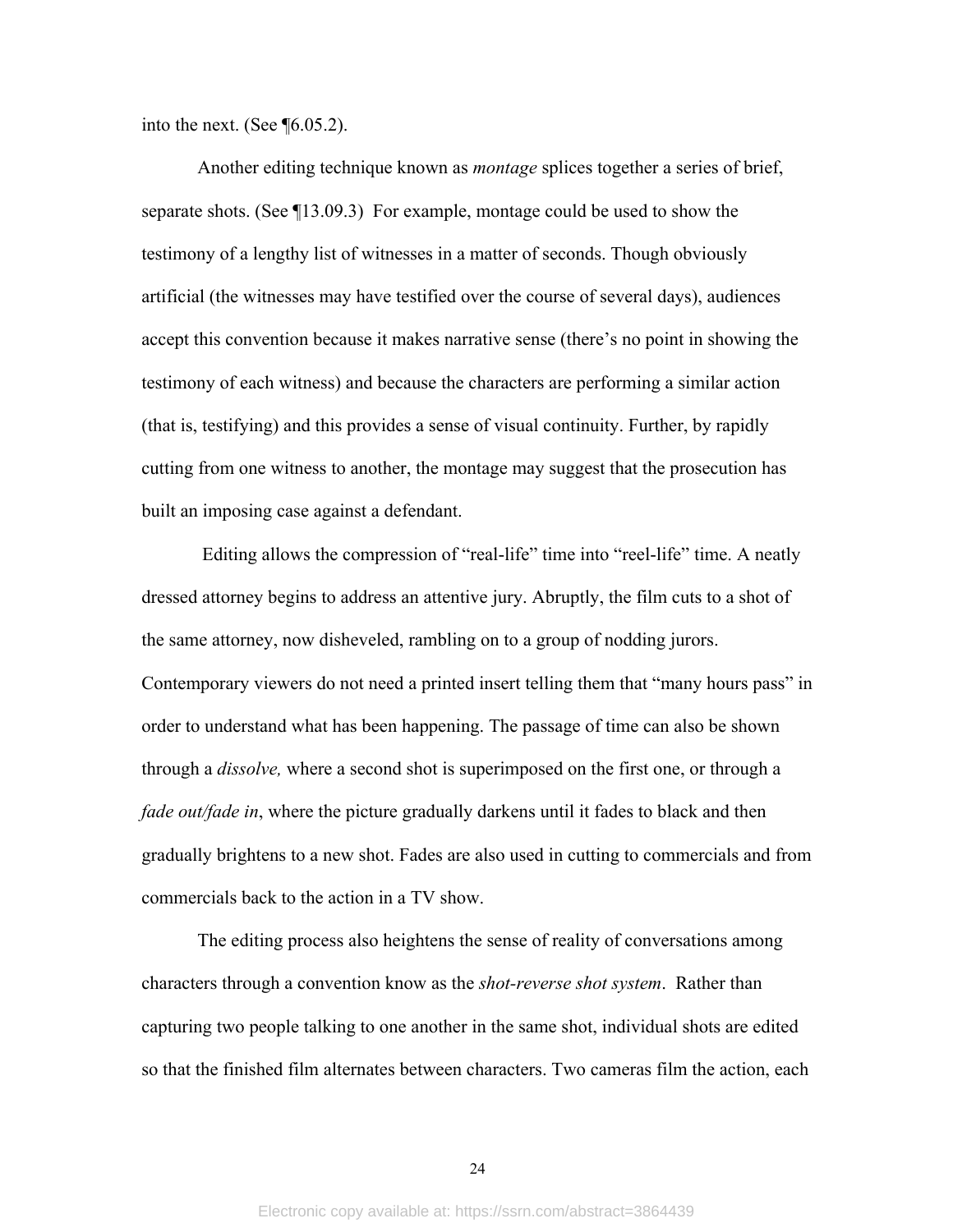into the next. (See ¶6.05.2).

Another editing technique known as *montage* splices together a series of brief, separate shots. (See ¶13.09.3) For example, montage could be used to show the testimony of a lengthy list of witnesses in a matter of seconds. Though obviously artificial (the witnesses may have testified over the course of several days), audiences accept this convention because it makes narrative sense (there's no point in showing the testimony of each witness) and because the characters are performing a similar action (that is, testifying) and this provides a sense of visual continuity. Further, by rapidly cutting from one witness to another, the montage may suggest that the prosecution has built an imposing case against a defendant.

Editing allows the compression of "real-life" time into "reel-life" time. A neatly dressed attorney begins to address an attentive jury. Abruptly, the film cuts to a shot of the same attorney, now disheveled, rambling on to a group of nodding jurors. Contemporary viewers do not need a printed insert telling them that "many hours pass" in order to understand what has been happening. The passage of time can also be shown through a *dissolve,* where a second shot is superimposed on the first one, or through a *fade out/fade in*, where the picture gradually darkens until it fades to black and then gradually brightens to a new shot. Fades are also used in cutting to commercials and from commercials back to the action in a TV show.

The editing process also heightens the sense of reality of conversations among characters through a convention know as the *shot-reverse shot system*. Rather than capturing two people talking to one another in the same shot, individual shots are edited so that the finished film alternates between characters. Two cameras film the action, each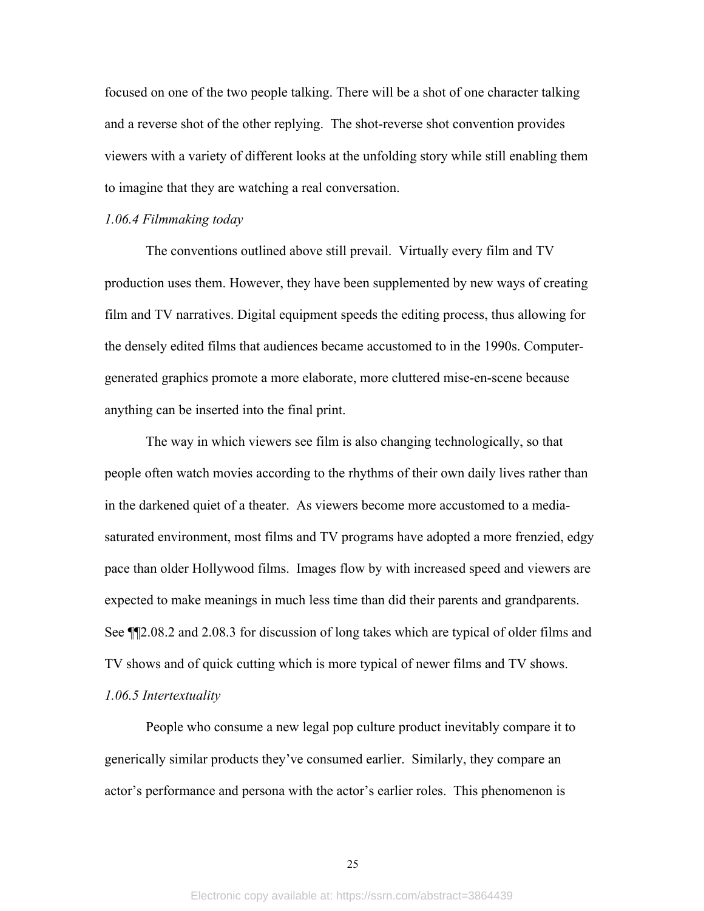focused on one of the two people talking. There will be a shot of one character talking and a reverse shot of the other replying. The shot-reverse shot convention provides viewers with a variety of different looks at the unfolding story while still enabling them to imagine that they are watching a real conversation.

*1.06.4 Filmmaking today*

The conventions outlined above still prevail. Virtually every film and TV production uses them. However, they have been supplemented by new ways of creating film and TV narratives. Digital equipment speeds the editing process, thus allowing for the densely edited films that audiences became accustomed to in the 1990s. Computer-generated graphics promote a more elaborate, more cluttered mise-en-scene because anything can be inserted into the final print.

The way in which viewers see film is also changing technologically, so that people often watch movies according to the rhythms of their own daily lives rather than in the darkened quiet of a theater. As viewers become more accustomed to a media-saturated environment, most films and TV programs have adopted a more frenzied, edgy pace than older Hollywood films. Images flow by with increased speed and viewers are expected to make meanings in much less time than did their parents and grandparents. See ¶¶2.08.2 and 2.08.3 for discussion of long takes which are typical of older films and TV shows and of quick cutting which is more typical of newer films and TV shows.

*1.06.5 Intertextuality*

People who consume a new legal pop culture product inevitably compare it to generically similar products they've consumed earlier. Similarly, they compare an actor's performance and persona with the actor's earlier roles. This phenomenon is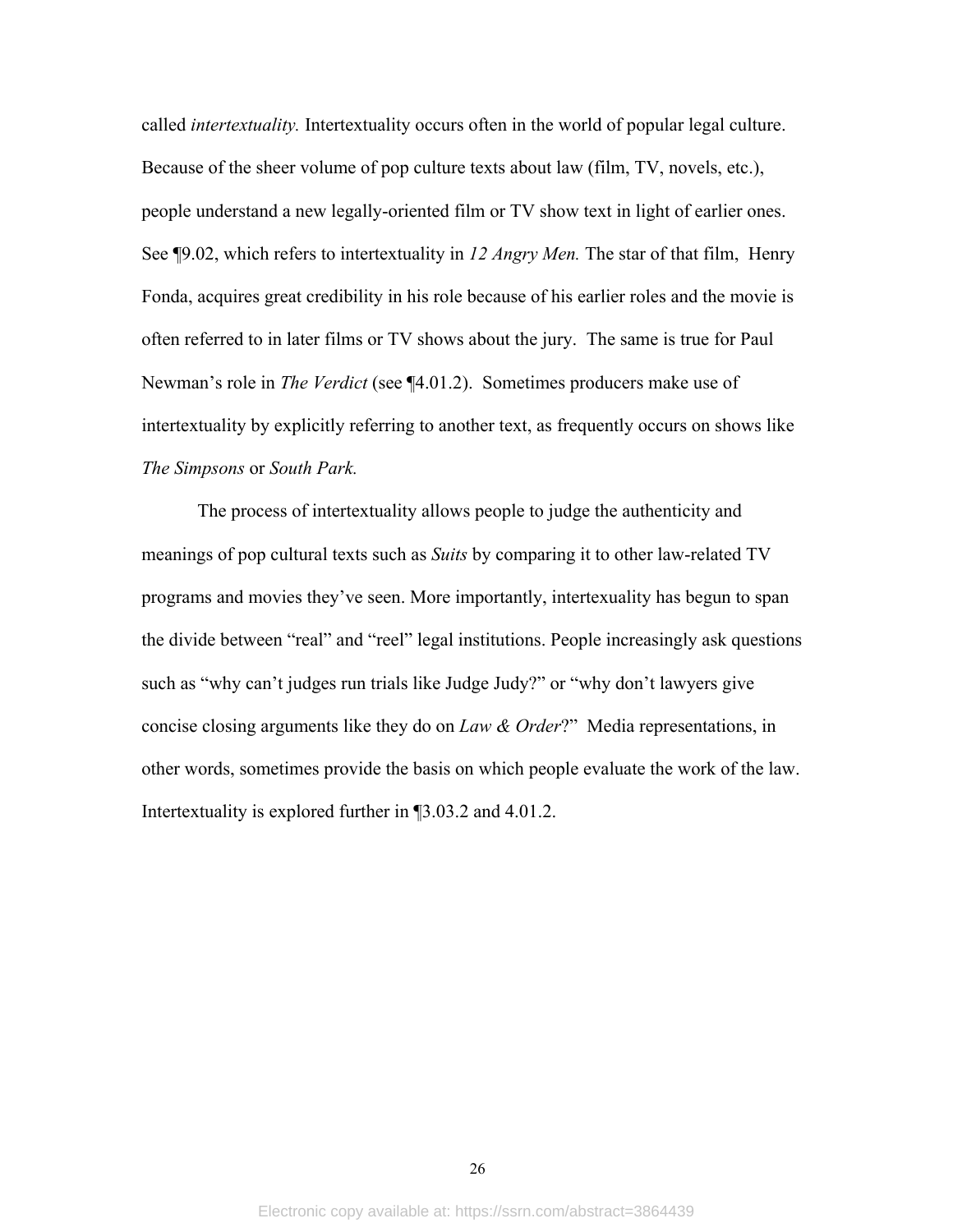called *intertextuality.* Intertextuality occurs often in the world of popular legal culture. Because of the sheer volume of pop culture texts about law (film, TV, novels, etc.), people understand a new legally-oriented film or TV show text in light of earlier ones. See ¶9.02, which refers to intertextuality in *12 Angry Men.* The star of that film, Henry Fonda, acquires great credibility in his role because of his earlier roles and the movie is often referred to in later films or TV shows about the jury. The same is true for Paul Newman's role in *The Verdict* (see ¶4.01.2). Sometimes producers make use of intertextuality by explicitly referring to another text, as frequently occurs on shows like *The Simpsons* or *South Park.*

The process of intertextuality allows people to judge the authenticity and meanings of pop cultural texts such as *Suits* by comparing it to other law-related TV programs and movies they've seen. More importantly, intertexuality has begun to span the divide between "real" and "reel" legal institutions. People increasingly ask questions such as "why can't judges run trials like Judge Judy?" or "why don't lawyers give concise closing arguments like they do on *Law & Order*?" Media representations, in other words, sometimes provide the basis on which people evaluate the work of the law. Intertextuality is explored further in ¶3.03.2 and 4.01.2.